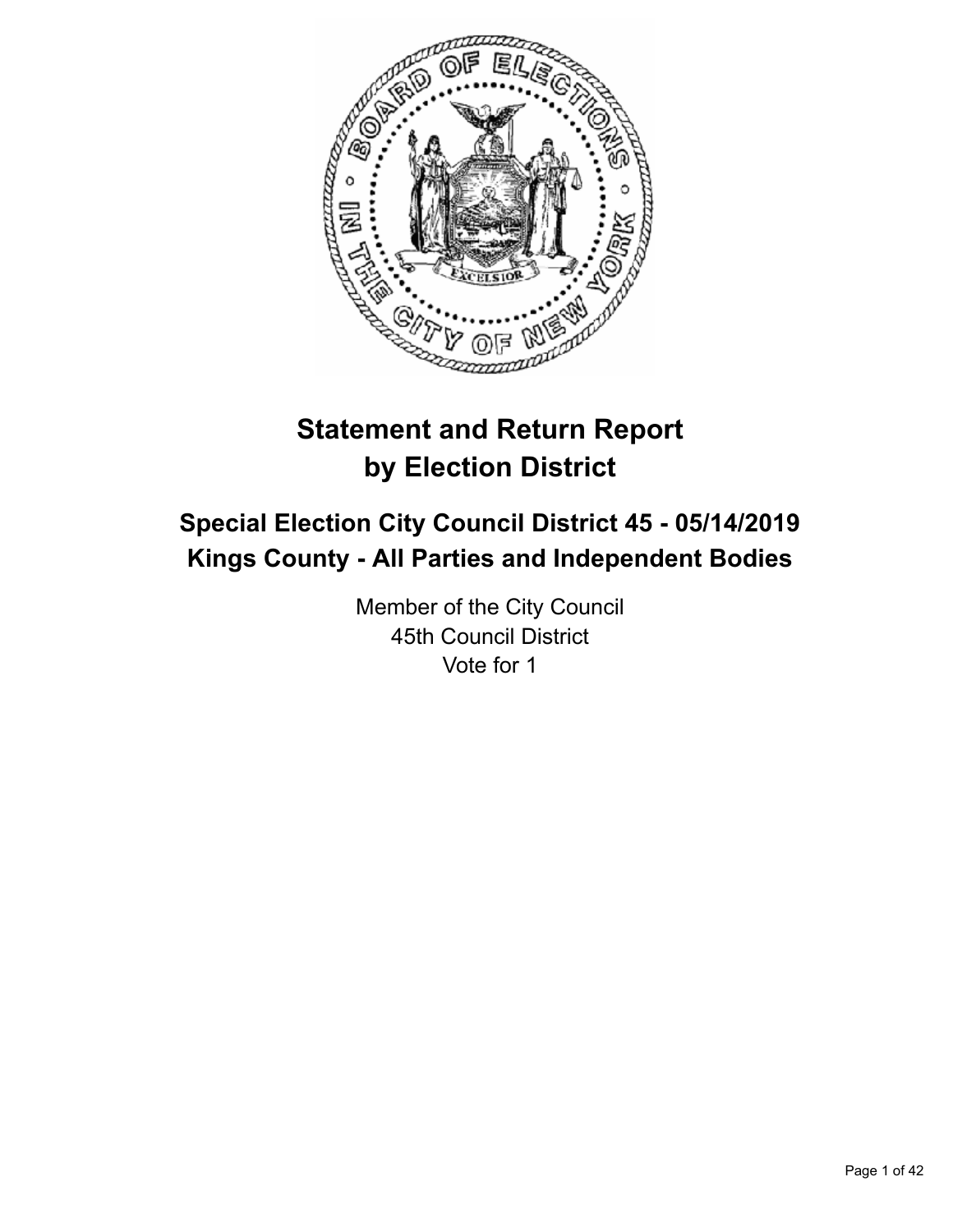# Statement and Return Report by Election District

## Special Election City Council District 45 - 05/14/2019 Kings County - All Parties and Independent Bodies

Member of the City Council
45th Council District
Vote for 1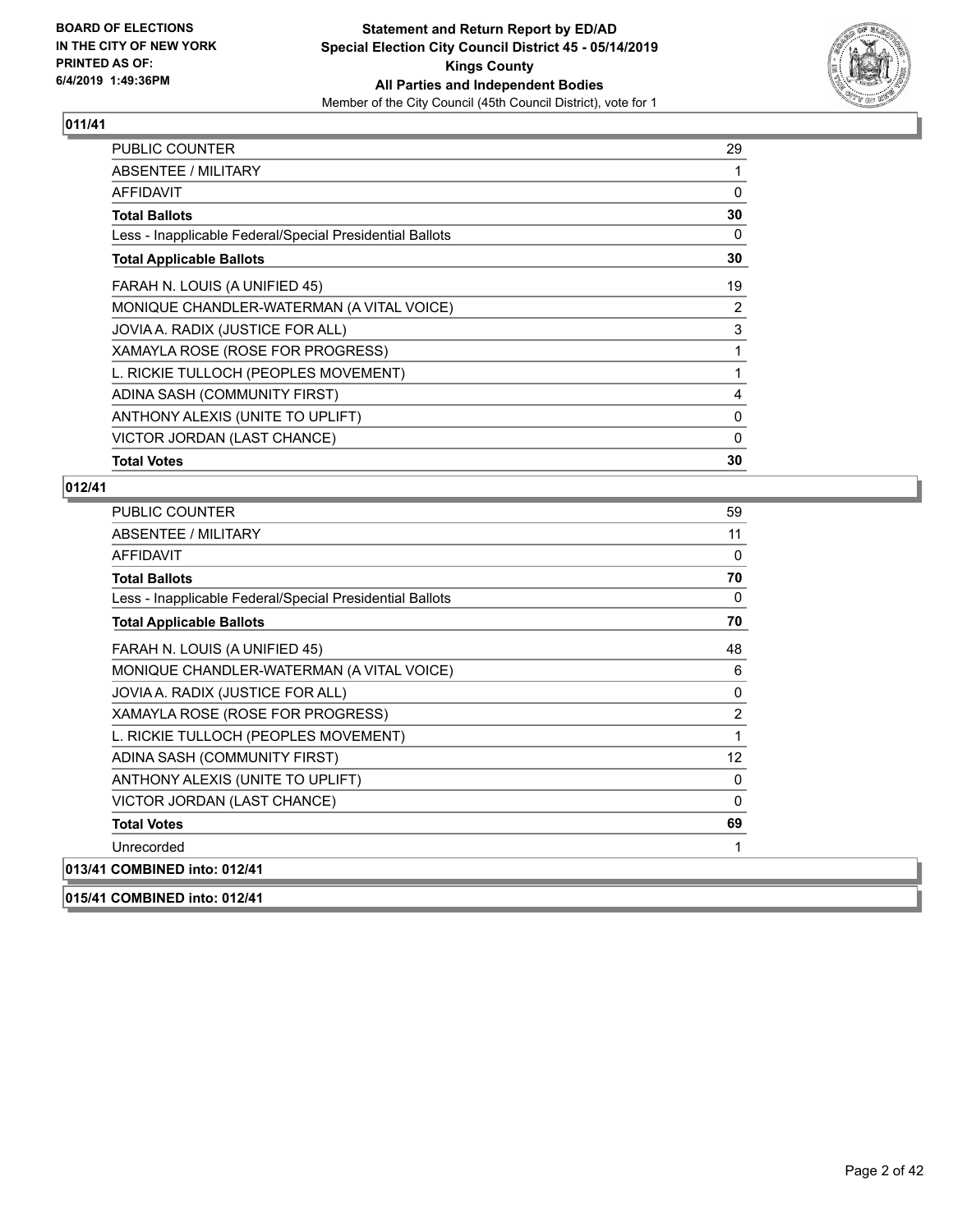**BOARD OF ELECTIONS IN THE CITY OF NEW YORK PRINTED AS OF: 6/4/2019 1:49:36PM**

**Statement and Return Report by ED/AD Special Election City Council District 45 - 05/14/2019 Kings County All Parties and Independent Bodies**

Member of the City Council (45th Council District), vote for 1

## 011/41

| | |
|---|---|
| PUBLIC COUNTER | 29 |
| ABSENTEE / MILITARY | 1 |
| AFFIDAVIT | 0 |
| **Total Ballots** | **30** |
| Less - Inapplicable Federal/Special Presidential Ballots | 0 |
| **Total Applicable Ballots** | **30** |
| FARAH N. LOUIS (A UNIFIED 45) | 19 |
| MONIQUE CHANDLER-WATERMAN (A VITAL VOICE) | 2 |
| JOVIA A. RADIX (JUSTICE FOR ALL) | 3 |
| XAMAYLA ROSE (ROSE FOR PROGRESS) | 1 |
| L. RICKIE TULLOCH (PEOPLES MOVEMENT) | 1 |
| ADINA SASH (COMMUNITY FIRST) | 4 |
| ANTHONY ALEXIS (UNITE TO UPLIFT) | 0 |
| VICTOR JORDAN (LAST CHANCE) | 0 |
| **Total Votes** | **30** |

## 012/41

| | |
|---|---|
| PUBLIC COUNTER | 59 |
| ABSENTEE / MILITARY | 11 |
| AFFIDAVIT | 0 |
| **Total Ballots** | **70** |
| Less - Inapplicable Federal/Special Presidential Ballots | 0 |
| **Total Applicable Ballots** | **70** |
| FARAH N. LOUIS (A UNIFIED 45) | 48 |
| MONIQUE CHANDLER-WATERMAN (A VITAL VOICE) | 6 |
| JOVIA A. RADIX (JUSTICE FOR ALL) | 0 |
| XAMAYLA ROSE (ROSE FOR PROGRESS) | 2 |
| L. RICKIE TULLOCH (PEOPLES MOVEMENT) | 1 |
| ADINA SASH (COMMUNITY FIRST) | 12 |
| ANTHONY ALEXIS (UNITE TO UPLIFT) | 0 |
| VICTOR JORDAN (LAST CHANCE) | 0 |
| **Total Votes** | **69** |
| Unrecorded | 1 |

## 013/41 COMBINED into: 012/41

## 015/41 COMBINED into: 012/41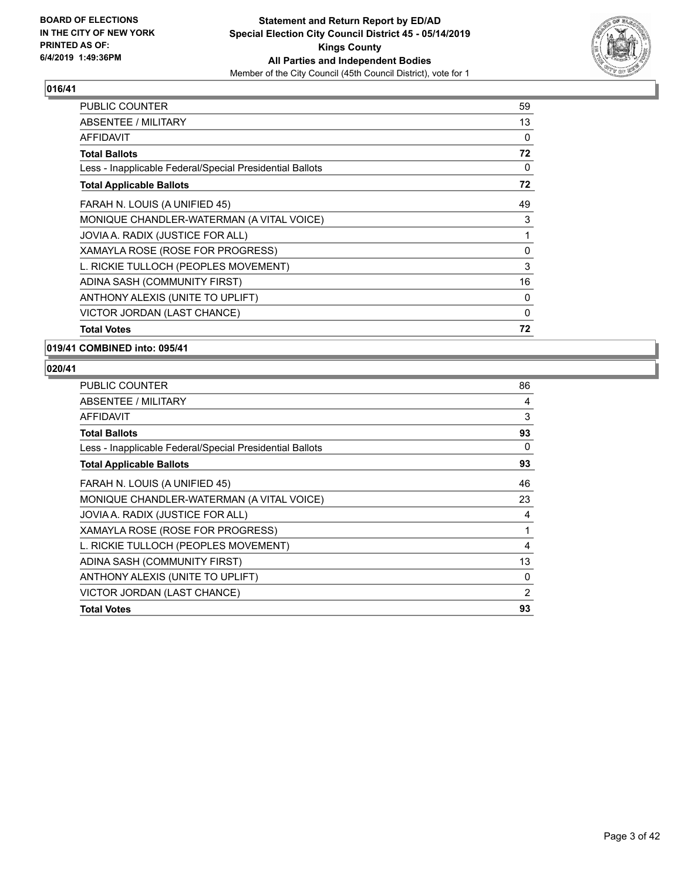### 016/41

| | |
|---|---|
| PUBLIC COUNTER | 59 |
| ABSENTEE / MILITARY | 13 |
| AFFIDAVIT | 0 |
| **Total Ballots** | **72** |
| Less - Inapplicable Federal/Special Presidential Ballots | 0 |
| **Total Applicable Ballots** | **72** |
| FARAH N. LOUIS (A UNIFIED 45) | 49 |
| MONIQUE CHANDLER-WATERMAN (A VITAL VOICE) | 3 |
| JOVIA A. RADIX (JUSTICE FOR ALL) | 1 |
| XAMAYLA ROSE (ROSE FOR PROGRESS) | 0 |
| L. RICKIE TULLOCH (PEOPLES MOVEMENT) | 3 |
| ADINA SASH (COMMUNITY FIRST) | 16 |
| ANTHONY ALEXIS (UNITE TO UPLIFT) | 0 |
| VICTOR JORDAN (LAST CHANCE) | 0 |
| **Total Votes** | **72** |

### 019/41 COMBINED into: 095/41

### 020/41

| | |
|---|---|
| PUBLIC COUNTER | 86 |
| ABSENTEE / MILITARY | 4 |
| AFFIDAVIT | 3 |
| **Total Ballots** | **93** |
| Less - Inapplicable Federal/Special Presidential Ballots | 0 |
| **Total Applicable Ballots** | **93** |
| FARAH N. LOUIS (A UNIFIED 45) | 46 |
| MONIQUE CHANDLER-WATERMAN (A VITAL VOICE) | 23 |
| JOVIA A. RADIX (JUSTICE FOR ALL) | 4 |
| XAMAYLA ROSE (ROSE FOR PROGRESS) | 1 |
| L. RICKIE TULLOCH (PEOPLES MOVEMENT) | 4 |
| ADINA SASH (COMMUNITY FIRST) | 13 |
| ANTHONY ALEXIS (UNITE TO UPLIFT) | 0 |
| VICTOR JORDAN (LAST CHANCE) | 2 |
| **Total Votes** | **93** |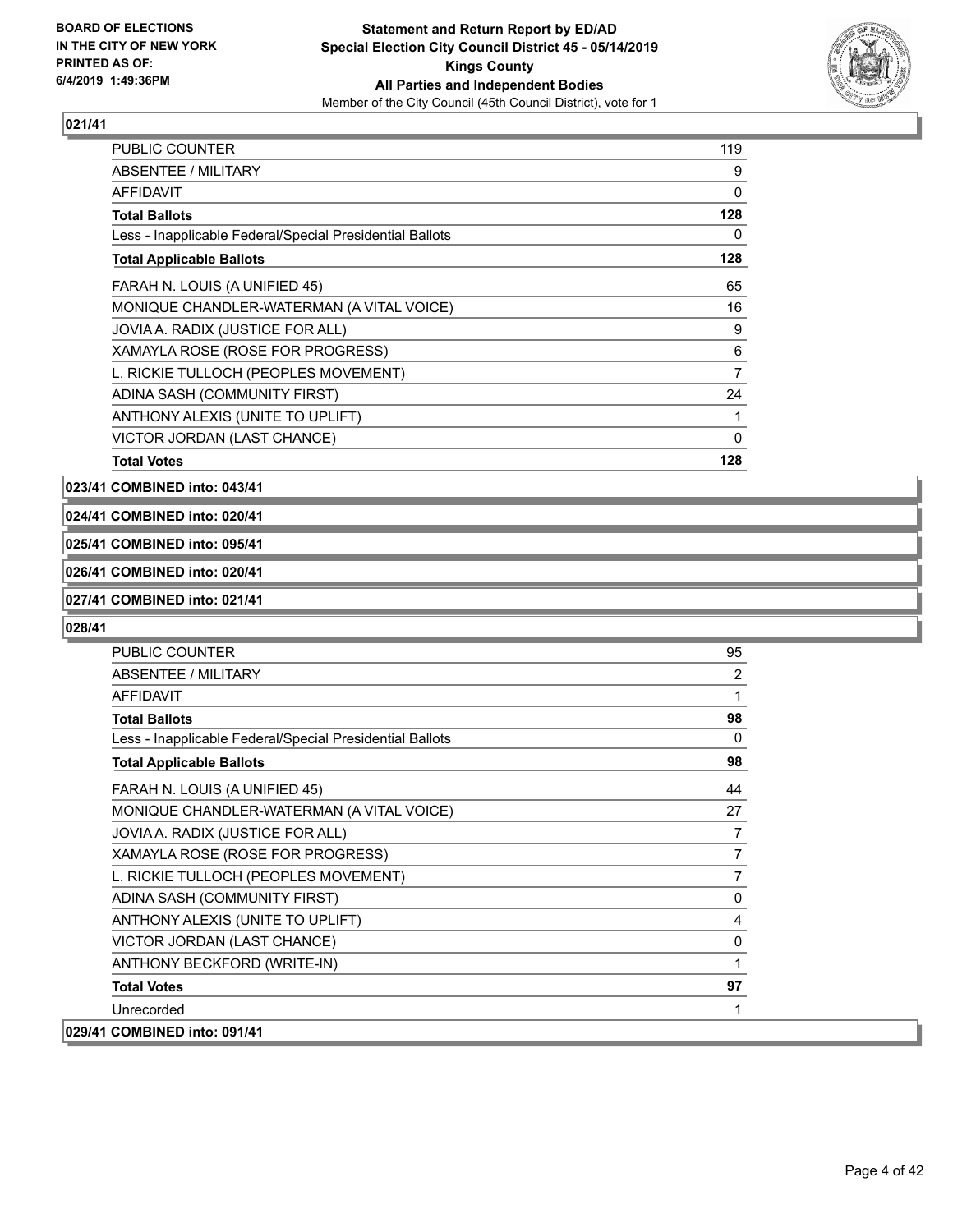**021/41**

| | |
|---|---|
| PUBLIC COUNTER | 119 |
| ABSENTEE / MILITARY | 9 |
| AFFIDAVIT | 0 |
| **Total Ballots** | **128** |
| Less - Inapplicable Federal/Special Presidential Ballots | 0 |
| **Total Applicable Ballots** | **128** |
| FARAH N. LOUIS (A UNIFIED 45) | 65 |
| MONIQUE CHANDLER-WATERMAN (A VITAL VOICE) | 16 |
| JOVIA A. RADIX (JUSTICE FOR ALL) | 9 |
| XAMAYLA ROSE (ROSE FOR PROGRESS) | 6 |
| L. RICKIE TULLOCH (PEOPLES MOVEMENT) | 7 |
| ADINA SASH (COMMUNITY FIRST) | 24 |
| ANTHONY ALEXIS (UNITE TO UPLIFT) | 1 |
| VICTOR JORDAN (LAST CHANCE) | 0 |
| **Total Votes** | **128** |

**023/41 COMBINED into: 043/41**

**024/41 COMBINED into: 020/41**

**025/41 COMBINED into: 095/41**

**026/41 COMBINED into: 020/41**

**027/41 COMBINED into: 021/41**

**028/41**

| | |
|---|---|
| PUBLIC COUNTER | 95 |
| ABSENTEE / MILITARY | 2 |
| AFFIDAVIT | 1 |
| **Total Ballots** | **98** |
| Less - Inapplicable Federal/Special Presidential Ballots | 0 |
| **Total Applicable Ballots** | **98** |
| FARAH N. LOUIS (A UNIFIED 45) | 44 |
| MONIQUE CHANDLER-WATERMAN (A VITAL VOICE) | 27 |
| JOVIA A. RADIX (JUSTICE FOR ALL) | 7 |
| XAMAYLA ROSE (ROSE FOR PROGRESS) | 7 |
| L. RICKIE TULLOCH (PEOPLES MOVEMENT) | 7 |
| ADINA SASH (COMMUNITY FIRST) | 0 |
| ANTHONY ALEXIS (UNITE TO UPLIFT) | 4 |
| VICTOR JORDAN (LAST CHANCE) | 0 |
| ANTHONY BECKFORD (WRITE-IN) | 1 |
| **Total Votes** | **97** |
| Unrecorded | 1 |

**029/41 COMBINED into: 091/41**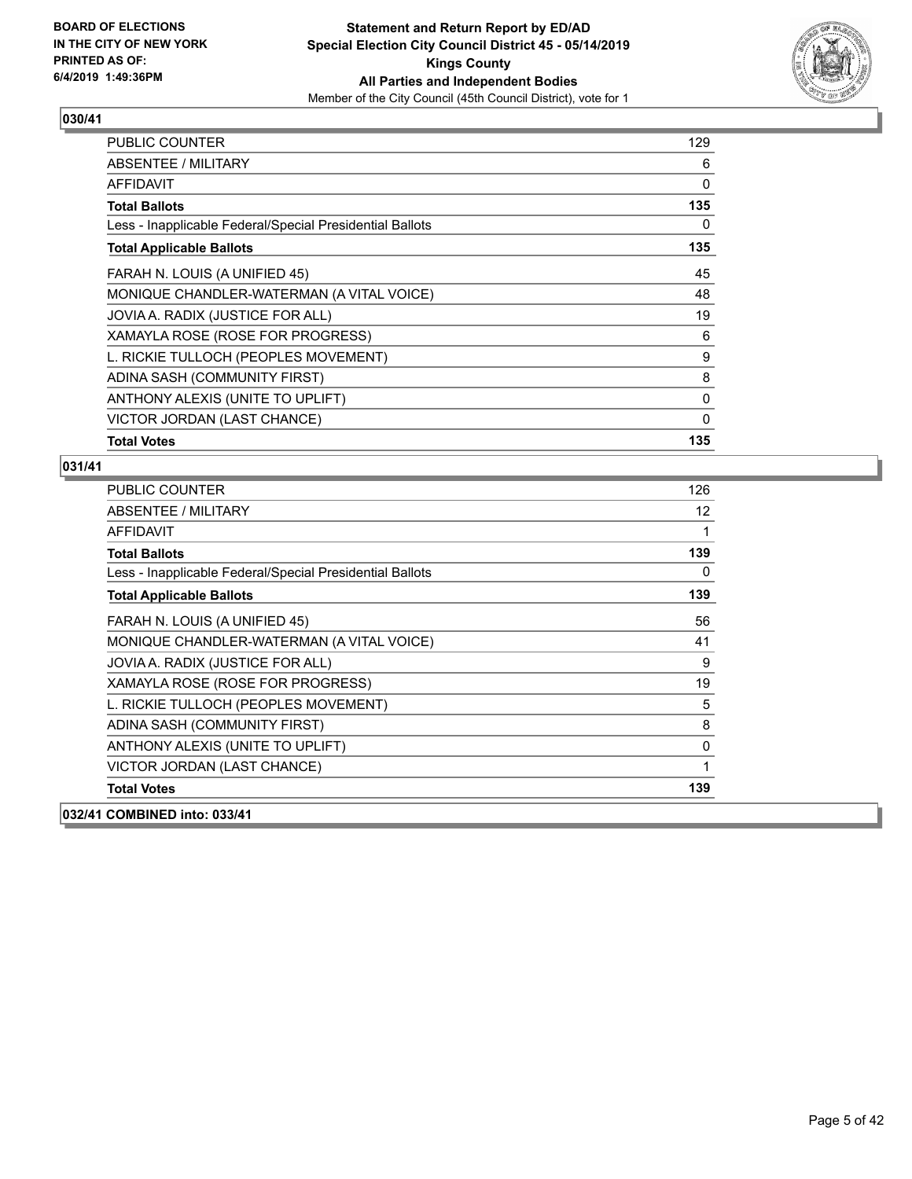**Statement and Return Report by ED/AD**
**Special Election City Council District 45 - 05/14/2019**
**Kings County**
**All Parties and Independent Bodies**
Member of the City Council (45th Council District), vote for 1

BOARD OF ELECTIONS
IN THE CITY OF NEW YORK
PRINTED AS OF:
6/4/2019 1:49:36PM

## 030/41

| | |
|---|---|
| PUBLIC COUNTER | 129 |
| ABSENTEE / MILITARY | 6 |
| AFFIDAVIT | 0 |
| **Total Ballots** | **135** |
| Less - Inapplicable Federal/Special Presidential Ballots | 0 |
| **Total Applicable Ballots** | **135** |
| FARAH N. LOUIS (A UNIFIED 45) | 45 |
| MONIQUE CHANDLER-WATERMAN (A VITAL VOICE) | 48 |
| JOVIA A. RADIX (JUSTICE FOR ALL) | 19 |
| XAMAYLA ROSE (ROSE FOR PROGRESS) | 6 |
| L. RICKIE TULLOCH (PEOPLES MOVEMENT) | 9 |
| ADINA SASH (COMMUNITY FIRST) | 8 |
| ANTHONY ALEXIS (UNITE TO UPLIFT) | 0 |
| VICTOR JORDAN (LAST CHANCE) | 0 |
| **Total Votes** | **135** |

## 031/41

| | |
|---|---|
| PUBLIC COUNTER | 126 |
| ABSENTEE / MILITARY | 12 |
| AFFIDAVIT | 1 |
| **Total Ballots** | **139** |
| Less - Inapplicable Federal/Special Presidential Ballots | 0 |
| **Total Applicable Ballots** | **139** |
| FARAH N. LOUIS (A UNIFIED 45) | 56 |
| MONIQUE CHANDLER-WATERMAN (A VITAL VOICE) | 41 |
| JOVIA A. RADIX (JUSTICE FOR ALL) | 9 |
| XAMAYLA ROSE (ROSE FOR PROGRESS) | 19 |
| L. RICKIE TULLOCH (PEOPLES MOVEMENT) | 5 |
| ADINA SASH (COMMUNITY FIRST) | 8 |
| ANTHONY ALEXIS (UNITE TO UPLIFT) | 0 |
| VICTOR JORDAN (LAST CHANCE) | 1 |
| **Total Votes** | **139** |

## 032/41 COMBINED into: 033/41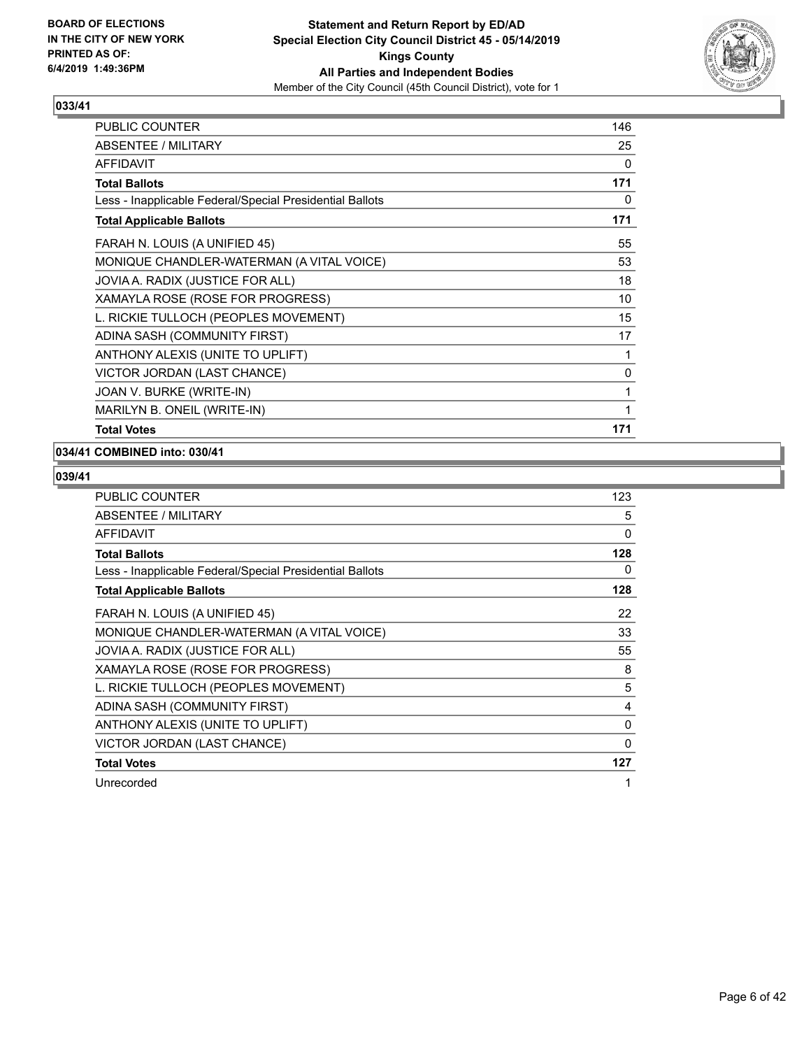### 033/41

| | |
|---|---|
| PUBLIC COUNTER | 146 |
| ABSENTEE / MILITARY | 25 |
| AFFIDAVIT | 0 |
| **Total Ballots** | **171** |
| Less - Inapplicable Federal/Special Presidential Ballots | 0 |
| **Total Applicable Ballots** | **171** |
| FARAH N. LOUIS (A UNIFIED 45) | 55 |
| MONIQUE CHANDLER-WATERMAN (A VITAL VOICE) | 53 |
| JOVIA A. RADIX (JUSTICE FOR ALL) | 18 |
| XAMAYLA ROSE (ROSE FOR PROGRESS) | 10 |
| L. RICKIE TULLOCH (PEOPLES MOVEMENT) | 15 |
| ADINA SASH (COMMUNITY FIRST) | 17 |
| ANTHONY ALEXIS (UNITE TO UPLIFT) | 1 |
| VICTOR JORDAN (LAST CHANCE) | 0 |
| JOAN V. BURKE (WRITE-IN) | 1 |
| MARILYN B. ONEIL (WRITE-IN) | 1 |
| **Total Votes** | **171** |

### 034/41 COMBINED into: 030/41

### 039/41

| | |
|---|---|
| PUBLIC COUNTER | 123 |
| ABSENTEE / MILITARY | 5 |
| AFFIDAVIT | 0 |
| **Total Ballots** | **128** |
| Less - Inapplicable Federal/Special Presidential Ballots | 0 |
| **Total Applicable Ballots** | **128** |
| FARAH N. LOUIS (A UNIFIED 45) | 22 |
| MONIQUE CHANDLER-WATERMAN (A VITAL VOICE) | 33 |
| JOVIA A. RADIX (JUSTICE FOR ALL) | 55 |
| XAMAYLA ROSE (ROSE FOR PROGRESS) | 8 |
| L. RICKIE TULLOCH (PEOPLES MOVEMENT) | 5 |
| ADINA SASH (COMMUNITY FIRST) | 4 |
| ANTHONY ALEXIS (UNITE TO UPLIFT) | 0 |
| VICTOR JORDAN (LAST CHANCE) | 0 |
| **Total Votes** | **127** |
| Unrecorded | 1 |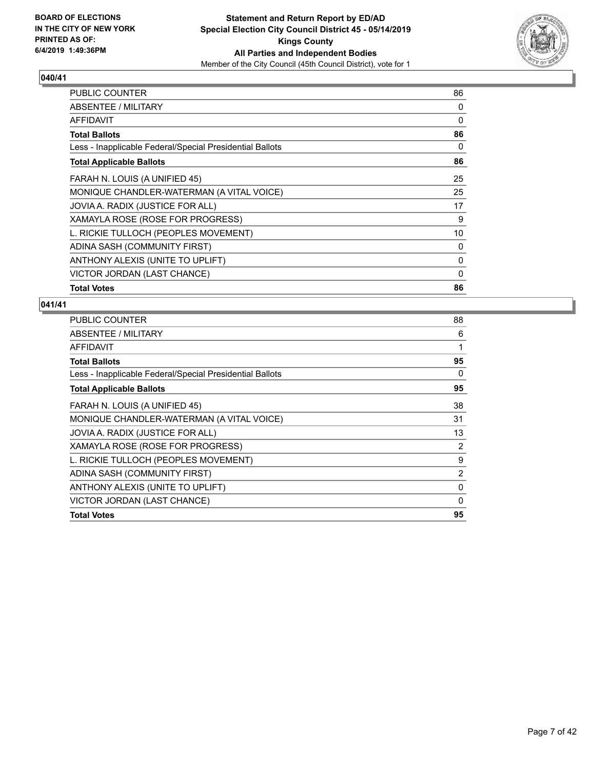**BOARD OF ELECTIONS IN THE CITY OF NEW YORK PRINTED AS OF: 6/4/2019 1:49:36PM**

**Statement and Return Report by ED/AD Special Election City Council District 45 - 05/14/2019 Kings County All Parties and Independent Bodies**

Member of the City Council (45th Council District), vote for 1

### 040/41

| | |
|---|---|
| PUBLIC COUNTER | 86 |
| ABSENTEE / MILITARY | 0 |
| AFFIDAVIT | 0 |
| **Total Ballots** | **86** |
| Less - Inapplicable Federal/Special Presidential Ballots | 0 |
| **Total Applicable Ballots** | **86** |
| FARAH N. LOUIS (A UNIFIED 45) | 25 |
| MONIQUE CHANDLER-WATERMAN (A VITAL VOICE) | 25 |
| JOVIA A. RADIX (JUSTICE FOR ALL) | 17 |
| XAMAYLA ROSE (ROSE FOR PROGRESS) | 9 |
| L. RICKIE TULLOCH (PEOPLES MOVEMENT) | 10 |
| ADINA SASH (COMMUNITY FIRST) | 0 |
| ANTHONY ALEXIS (UNITE TO UPLIFT) | 0 |
| VICTOR JORDAN (LAST CHANCE) | 0 |
| **Total Votes** | **86** |

### 041/41

| | |
|---|---|
| PUBLIC COUNTER | 88 |
| ABSENTEE / MILITARY | 6 |
| AFFIDAVIT | 1 |
| **Total Ballots** | **95** |
| Less - Inapplicable Federal/Special Presidential Ballots | 0 |
| **Total Applicable Ballots** | **95** |
| FARAH N. LOUIS (A UNIFIED 45) | 38 |
| MONIQUE CHANDLER-WATERMAN (A VITAL VOICE) | 31 |
| JOVIA A. RADIX (JUSTICE FOR ALL) | 13 |
| XAMAYLA ROSE (ROSE FOR PROGRESS) | 2 |
| L. RICKIE TULLOCH (PEOPLES MOVEMENT) | 9 |
| ADINA SASH (COMMUNITY FIRST) | 2 |
| ANTHONY ALEXIS (UNITE TO UPLIFT) | 0 |
| VICTOR JORDAN (LAST CHANCE) | 0 |
| **Total Votes** | **95** |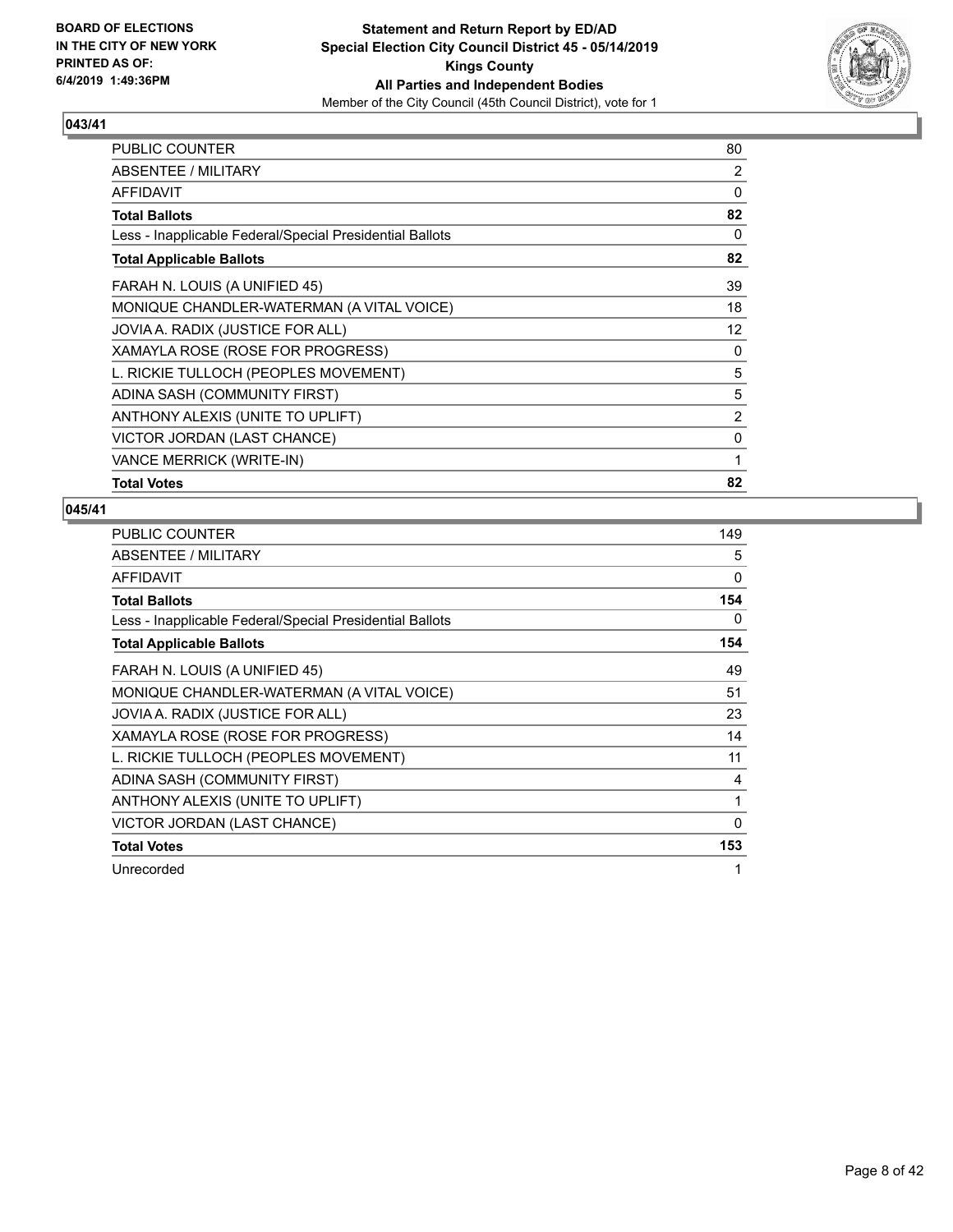BOARD OF ELECTIONS
IN THE CITY OF NEW YORK
PRINTED AS OF:
6/4/2019 1:49:36PM

**Statement and Return Report by ED/AD**
**Special Election City Council District 45 - 05/14/2019**
**Kings County**
**All Parties and Independent Bodies**
Member of the City Council (45th Council District), vote for 1

## 043/41

| | |
|---|---|
| PUBLIC COUNTER | 80 |
| ABSENTEE / MILITARY | 2 |
| AFFIDAVIT | 0 |
| **Total Ballots** | **82** |
| Less - Inapplicable Federal/Special Presidential Ballots | 0 |
| **Total Applicable Ballots** | **82** |
| FARAH N. LOUIS (A UNIFIED 45) | 39 |
| MONIQUE CHANDLER-WATERMAN (A VITAL VOICE) | 18 |
| JOVIA A. RADIX (JUSTICE FOR ALL) | 12 |
| XAMAYLA ROSE (ROSE FOR PROGRESS) | 0 |
| L. RICKIE TULLOCH (PEOPLES MOVEMENT) | 5 |
| ADINA SASH (COMMUNITY FIRST) | 5 |
| ANTHONY ALEXIS (UNITE TO UPLIFT) | 2 |
| VICTOR JORDAN (LAST CHANCE) | 0 |
| VANCE MERRICK (WRITE-IN) | 1 |
| **Total Votes** | **82** |

## 045/41

| | |
|---|---|
| PUBLIC COUNTER | 149 |
| ABSENTEE / MILITARY | 5 |
| AFFIDAVIT | 0 |
| **Total Ballots** | **154** |
| Less - Inapplicable Federal/Special Presidential Ballots | 0 |
| **Total Applicable Ballots** | **154** |
| FARAH N. LOUIS (A UNIFIED 45) | 49 |
| MONIQUE CHANDLER-WATERMAN (A VITAL VOICE) | 51 |
| JOVIA A. RADIX (JUSTICE FOR ALL) | 23 |
| XAMAYLA ROSE (ROSE FOR PROGRESS) | 14 |
| L. RICKIE TULLOCH (PEOPLES MOVEMENT) | 11 |
| ADINA SASH (COMMUNITY FIRST) | 4 |
| ANTHONY ALEXIS (UNITE TO UPLIFT) | 1 |
| VICTOR JORDAN (LAST CHANCE) | 0 |
| **Total Votes** | **153** |
| Unrecorded | 1 |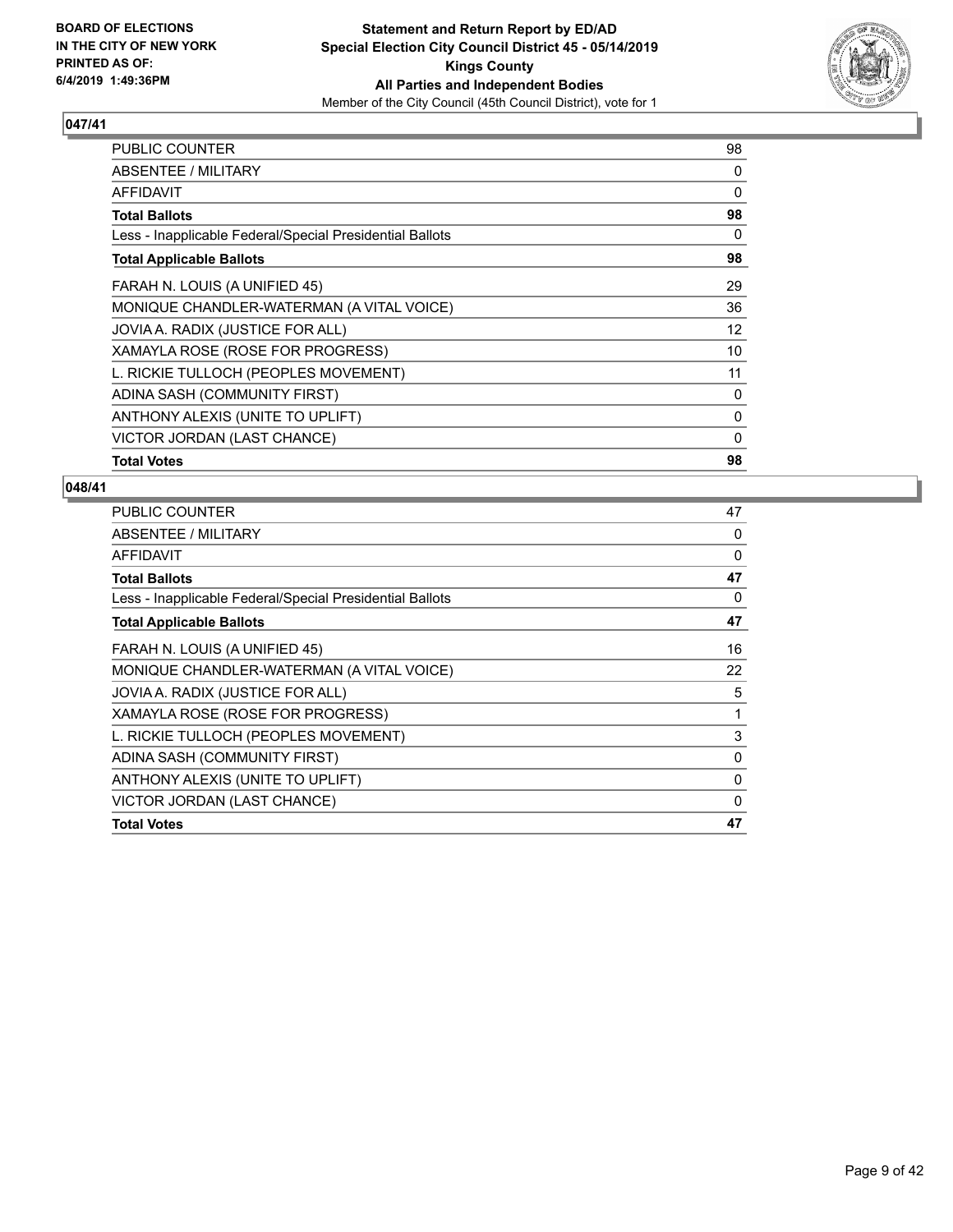**BOARD OF ELECTIONS IN THE CITY OF NEW YORK PRINTED AS OF: 6/4/2019 1:49:36PM**

**Statement and Return Report by ED/AD**
**Special Election City Council District 45 - 05/14/2019**
**Kings County**
**All Parties and Independent Bodies**
Member of the City Council (45th Council District), vote for 1

## 047/41

| | |
|---|---|
| PUBLIC COUNTER | 98 |
| ABSENTEE / MILITARY | 0 |
| AFFIDAVIT | 0 |
| **Total Ballots** | **98** |
| Less - Inapplicable Federal/Special Presidential Ballots | 0 |
| **Total Applicable Ballots** | **98** |
| FARAH N. LOUIS (A UNIFIED 45) | 29 |
| MONIQUE CHANDLER-WATERMAN (A VITAL VOICE) | 36 |
| JOVIA A. RADIX (JUSTICE FOR ALL) | 12 |
| XAMAYLA ROSE (ROSE FOR PROGRESS) | 10 |
| L. RICKIE TULLOCH (PEOPLES MOVEMENT) | 11 |
| ADINA SASH (COMMUNITY FIRST) | 0 |
| ANTHONY ALEXIS (UNITE TO UPLIFT) | 0 |
| VICTOR JORDAN (LAST CHANCE) | 0 |
| **Total Votes** | **98** |

## 048/41

| | |
|---|---|
| PUBLIC COUNTER | 47 |
| ABSENTEE / MILITARY | 0 |
| AFFIDAVIT | 0 |
| **Total Ballots** | **47** |
| Less - Inapplicable Federal/Special Presidential Ballots | 0 |
| **Total Applicable Ballots** | **47** |
| FARAH N. LOUIS (A UNIFIED 45) | 16 |
| MONIQUE CHANDLER-WATERMAN (A VITAL VOICE) | 22 |
| JOVIA A. RADIX (JUSTICE FOR ALL) | 5 |
| XAMAYLA ROSE (ROSE FOR PROGRESS) | 1 |
| L. RICKIE TULLOCH (PEOPLES MOVEMENT) | 3 |
| ADINA SASH (COMMUNITY FIRST) | 0 |
| ANTHONY ALEXIS (UNITE TO UPLIFT) | 0 |
| VICTOR JORDAN (LAST CHANCE) | 0 |
| **Total Votes** | **47** |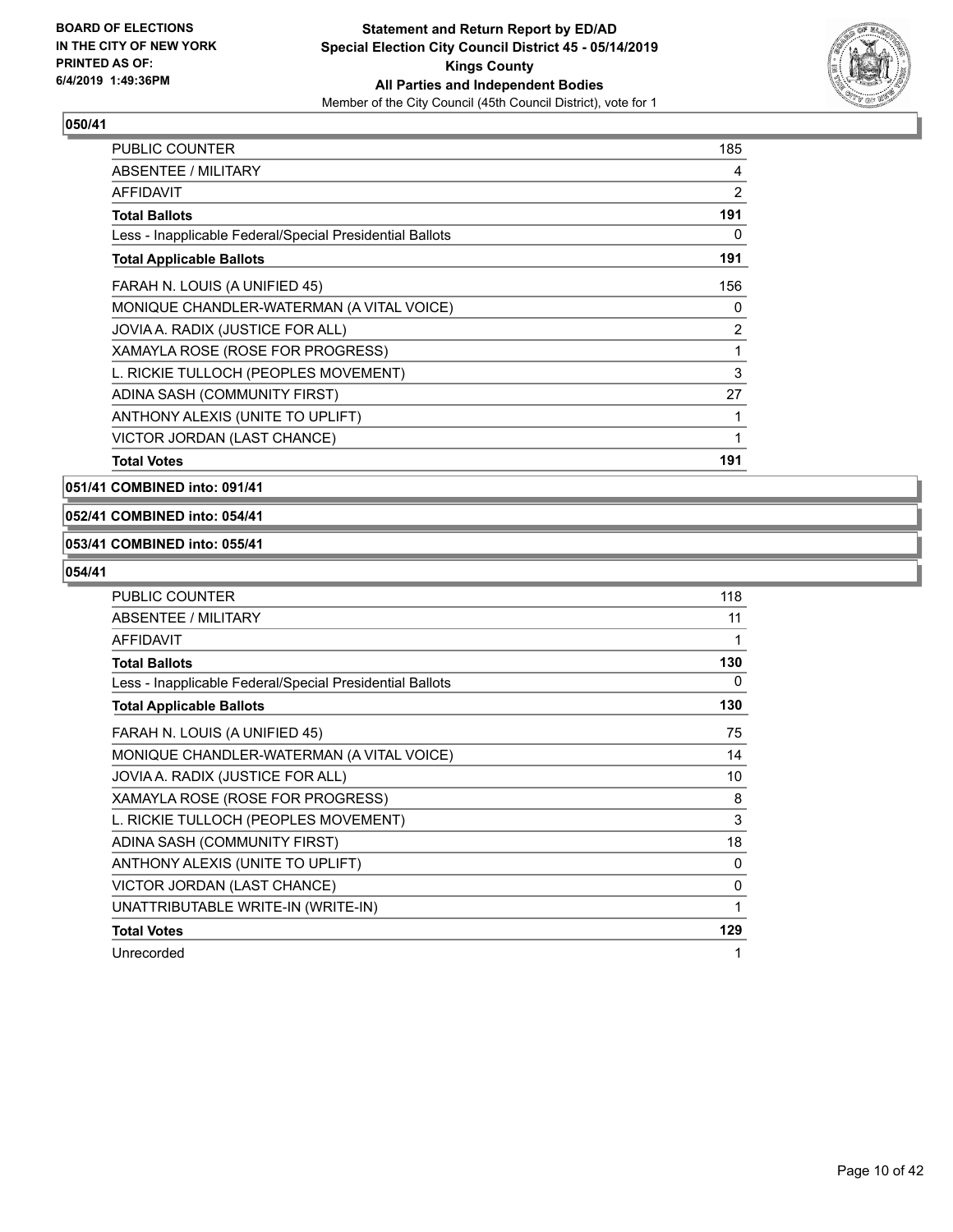**BOARD OF ELECTIONS IN THE CITY OF NEW YORK PRINTED AS OF: 6/4/2019 1:49:36PM**

**Statement and Return Report by ED/AD**
**Special Election City Council District 45 - 05/14/2019**
**Kings County**
**All Parties and Independent Bodies**
Member of the City Council (45th Council District), vote for 1

### 050/41

| | |
|---|---|
| PUBLIC COUNTER | 185 |
| ABSENTEE / MILITARY | 4 |
| AFFIDAVIT | 2 |
| **Total Ballots** | **191** |
| Less - Inapplicable Federal/Special Presidential Ballots | 0 |
| **Total Applicable Ballots** | **191** |
| FARAH N. LOUIS (A UNIFIED 45) | 156 |
| MONIQUE CHANDLER-WATERMAN (A VITAL VOICE) | 0 |
| JOVIA A. RADIX (JUSTICE FOR ALL) | 2 |
| XAMAYLA ROSE (ROSE FOR PROGRESS) | 1 |
| L. RICKIE TULLOCH (PEOPLES MOVEMENT) | 3 |
| ADINA SASH (COMMUNITY FIRST) | 27 |
| ANTHONY ALEXIS (UNITE TO UPLIFT) | 1 |
| VICTOR JORDAN (LAST CHANCE) | 1 |
| **Total Votes** | **191** |

### 051/41 COMBINED into: 091/41

### 052/41 COMBINED into: 054/41

### 053/41 COMBINED into: 055/41

### 054/41

| | |
|---|---|
| PUBLIC COUNTER | 118 |
| ABSENTEE / MILITARY | 11 |
| AFFIDAVIT | 1 |
| **Total Ballots** | **130** |
| Less - Inapplicable Federal/Special Presidential Ballots | 0 |
| **Total Applicable Ballots** | **130** |
| FARAH N. LOUIS (A UNIFIED 45) | 75 |
| MONIQUE CHANDLER-WATERMAN (A VITAL VOICE) | 14 |
| JOVIA A. RADIX (JUSTICE FOR ALL) | 10 |
| XAMAYLA ROSE (ROSE FOR PROGRESS) | 8 |
| L. RICKIE TULLOCH (PEOPLES MOVEMENT) | 3 |
| ADINA SASH (COMMUNITY FIRST) | 18 |
| ANTHONY ALEXIS (UNITE TO UPLIFT) | 0 |
| VICTOR JORDAN (LAST CHANCE) | 0 |
| UNATTRIBUTABLE WRITE-IN (WRITE-IN) | 1 |
| **Total Votes** | **129** |
| Unrecorded | 1 |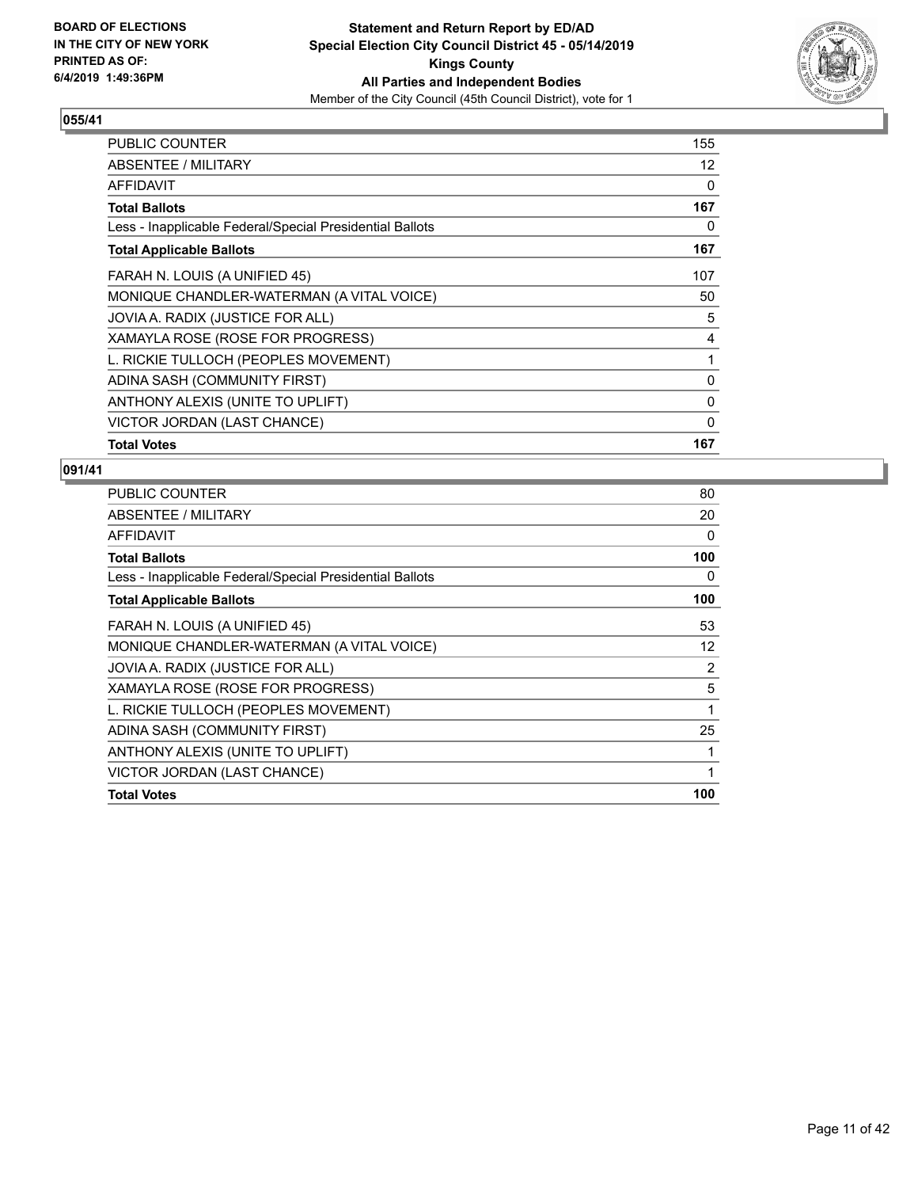BOARD OF ELECTIONS
IN THE CITY OF NEW YORK
PRINTED AS OF:
6/4/2019 1:49:36PM

**Statement and Return Report by ED/AD**
**Special Election City Council District 45 - 05/14/2019**
**Kings County**
**All Parties and Independent Bodies**
Member of the City Council (45th Council District), vote for 1

## 055/41

| | |
|---|---|
| PUBLIC COUNTER | 155 |
| ABSENTEE / MILITARY | 12 |
| AFFIDAVIT | 0 |
| **Total Ballots** | **167** |
| Less - Inapplicable Federal/Special Presidential Ballots | 0 |
| **Total Applicable Ballots** | **167** |
| FARAH N. LOUIS (A UNIFIED 45) | 107 |
| MONIQUE CHANDLER-WATERMAN (A VITAL VOICE) | 50 |
| JOVIA A. RADIX (JUSTICE FOR ALL) | 5 |
| XAMAYLA ROSE (ROSE FOR PROGRESS) | 4 |
| L. RICKIE TULLOCH (PEOPLES MOVEMENT) | 1 |
| ADINA SASH (COMMUNITY FIRST) | 0 |
| ANTHONY ALEXIS (UNITE TO UPLIFT) | 0 |
| VICTOR JORDAN (LAST CHANCE) | 0 |
| **Total Votes** | **167** |

## 091/41

| | |
|---|---|
| PUBLIC COUNTER | 80 |
| ABSENTEE / MILITARY | 20 |
| AFFIDAVIT | 0 |
| **Total Ballots** | **100** |
| Less - Inapplicable Federal/Special Presidential Ballots | 0 |
| **Total Applicable Ballots** | **100** |
| FARAH N. LOUIS (A UNIFIED 45) | 53 |
| MONIQUE CHANDLER-WATERMAN (A VITAL VOICE) | 12 |
| JOVIA A. RADIX (JUSTICE FOR ALL) | 2 |
| XAMAYLA ROSE (ROSE FOR PROGRESS) | 5 |
| L. RICKIE TULLOCH (PEOPLES MOVEMENT) | 1 |
| ADINA SASH (COMMUNITY FIRST) | 25 |
| ANTHONY ALEXIS (UNITE TO UPLIFT) | 1 |
| VICTOR JORDAN (LAST CHANCE) | 1 |
| **Total Votes** | **100** |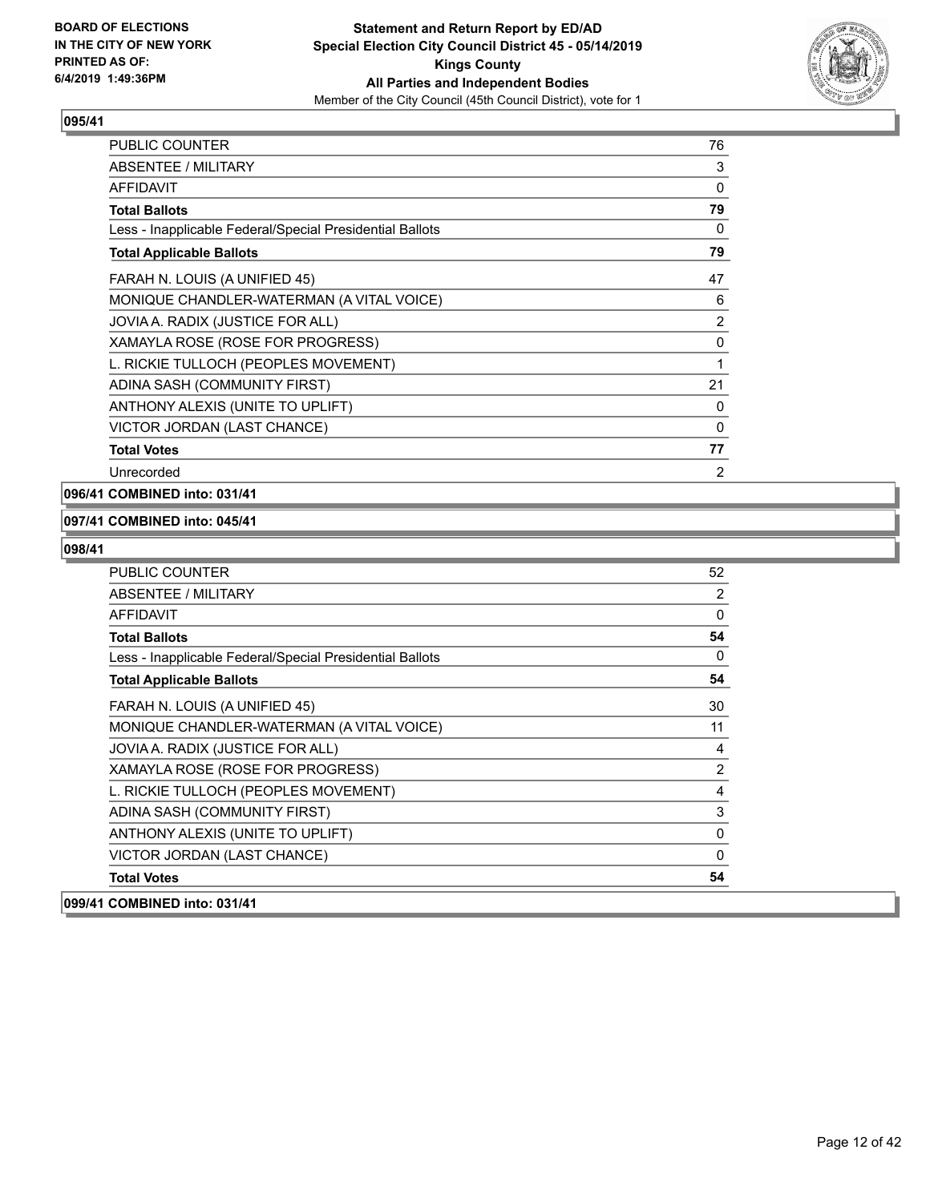## 095/41

| | |
|---|---|
| PUBLIC COUNTER | 76 |
| ABSENTEE / MILITARY | 3 |
| AFFIDAVIT | 0 |
| **Total Ballots** | **79** |
| Less - Inapplicable Federal/Special Presidential Ballots | 0 |
| **Total Applicable Ballots** | **79** |
| FARAH N. LOUIS (A UNIFIED 45) | 47 |
| MONIQUE CHANDLER-WATERMAN (A VITAL VOICE) | 6 |
| JOVIA A. RADIX (JUSTICE FOR ALL) | 2 |
| XAMAYLA ROSE (ROSE FOR PROGRESS) | 0 |
| L. RICKIE TULLOCH (PEOPLES MOVEMENT) | 1 |
| ADINA SASH (COMMUNITY FIRST) | 21 |
| ANTHONY ALEXIS (UNITE TO UPLIFT) | 0 |
| VICTOR JORDAN (LAST CHANCE) | 0 |
| **Total Votes** | **77** |
| Unrecorded | 2 |

## 096/41 COMBINED into: 031/41

## 097/41 COMBINED into: 045/41

## 098/41

| | |
|---|---|
| PUBLIC COUNTER | 52 |
| ABSENTEE / MILITARY | 2 |
| AFFIDAVIT | 0 |
| **Total Ballots** | **54** |
| Less - Inapplicable Federal/Special Presidential Ballots | 0 |
| **Total Applicable Ballots** | **54** |
| FARAH N. LOUIS (A UNIFIED 45) | 30 |
| MONIQUE CHANDLER-WATERMAN (A VITAL VOICE) | 11 |
| JOVIA A. RADIX (JUSTICE FOR ALL) | 4 |
| XAMAYLA ROSE (ROSE FOR PROGRESS) | 2 |
| L. RICKIE TULLOCH (PEOPLES MOVEMENT) | 4 |
| ADINA SASH (COMMUNITY FIRST) | 3 |
| ANTHONY ALEXIS (UNITE TO UPLIFT) | 0 |
| VICTOR JORDAN (LAST CHANCE) | 0 |
| **Total Votes** | **54** |

## 099/41 COMBINED into: 031/41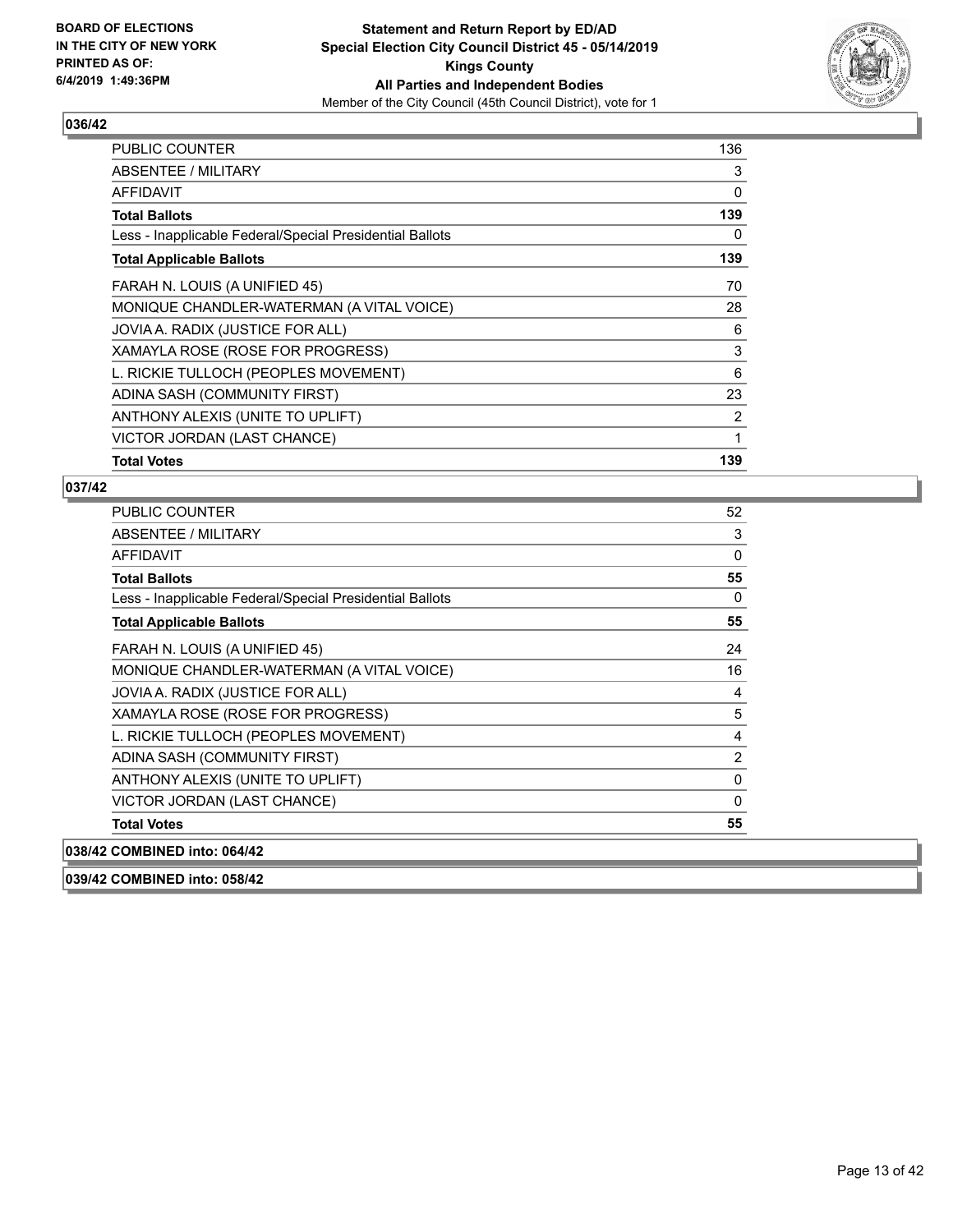### 036/42

| | |
|---|---|
| PUBLIC COUNTER | 136 |
| ABSENTEE / MILITARY | 3 |
| AFFIDAVIT | 0 |
| **Total Ballots** | **139** |
| Less - Inapplicable Federal/Special Presidential Ballots | 0 |
| **Total Applicable Ballots** | **139** |
| FARAH N. LOUIS (A UNIFIED 45) | 70 |
| MONIQUE CHANDLER-WATERMAN (A VITAL VOICE) | 28 |
| JOVIA A. RADIX (JUSTICE FOR ALL) | 6 |
| XAMAYLA ROSE (ROSE FOR PROGRESS) | 3 |
| L. RICKIE TULLOCH (PEOPLES MOVEMENT) | 6 |
| ADINA SASH (COMMUNITY FIRST) | 23 |
| ANTHONY ALEXIS (UNITE TO UPLIFT) | 2 |
| VICTOR JORDAN (LAST CHANCE) | 1 |
| **Total Votes** | **139** |

### 037/42

| | |
|---|---|
| PUBLIC COUNTER | 52 |
| ABSENTEE / MILITARY | 3 |
| AFFIDAVIT | 0 |
| **Total Ballots** | **55** |
| Less - Inapplicable Federal/Special Presidential Ballots | 0 |
| **Total Applicable Ballots** | **55** |
| FARAH N. LOUIS (A UNIFIED 45) | 24 |
| MONIQUE CHANDLER-WATERMAN (A VITAL VOICE) | 16 |
| JOVIA A. RADIX (JUSTICE FOR ALL) | 4 |
| XAMAYLA ROSE (ROSE FOR PROGRESS) | 5 |
| L. RICKIE TULLOCH (PEOPLES MOVEMENT) | 4 |
| ADINA SASH (COMMUNITY FIRST) | 2 |
| ANTHONY ALEXIS (UNITE TO UPLIFT) | 0 |
| VICTOR JORDAN (LAST CHANCE) | 0 |
| **Total Votes** | **55** |

### 038/42 COMBINED into: 064/42

### 039/42 COMBINED into: 058/42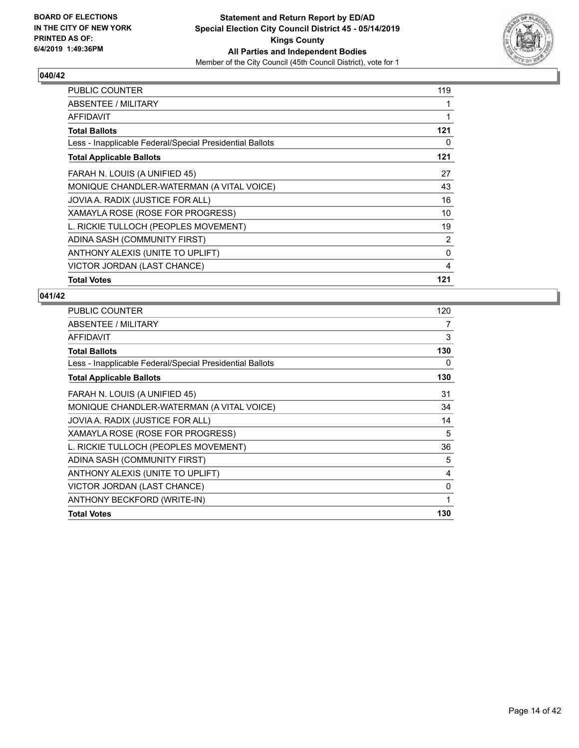BOARD OF ELECTIONS
IN THE CITY OF NEW YORK
PRINTED AS OF:
6/4/2019 1:49:36PM

**Statement and Return Report by ED/AD**
**Special Election City Council District 45 - 05/14/2019**
**Kings County**
**All Parties and Independent Bodies**
Member of the City Council (45th Council District), vote for 1

### 040/42

| | |
|---|---|
| PUBLIC COUNTER | 119 |
| ABSENTEE / MILITARY | 1 |
| AFFIDAVIT | 1 |
| **Total Ballots** | **121** |
| Less - Inapplicable Federal/Special Presidential Ballots | 0 |
| **Total Applicable Ballots** | **121** |
| FARAH N. LOUIS (A UNIFIED 45) | 27 |
| MONIQUE CHANDLER-WATERMAN (A VITAL VOICE) | 43 |
| JOVIA A. RADIX (JUSTICE FOR ALL) | 16 |
| XAMAYLA ROSE (ROSE FOR PROGRESS) | 10 |
| L. RICKIE TULLOCH (PEOPLES MOVEMENT) | 19 |
| ADINA SASH (COMMUNITY FIRST) | 2 |
| ANTHONY ALEXIS (UNITE TO UPLIFT) | 0 |
| VICTOR JORDAN (LAST CHANCE) | 4 |
| **Total Votes** | **121** |

### 041/42

| | |
|---|---|
| PUBLIC COUNTER | 120 |
| ABSENTEE / MILITARY | 7 |
| AFFIDAVIT | 3 |
| **Total Ballots** | **130** |
| Less - Inapplicable Federal/Special Presidential Ballots | 0 |
| **Total Applicable Ballots** | **130** |
| FARAH N. LOUIS (A UNIFIED 45) | 31 |
| MONIQUE CHANDLER-WATERMAN (A VITAL VOICE) | 34 |
| JOVIA A. RADIX (JUSTICE FOR ALL) | 14 |
| XAMAYLA ROSE (ROSE FOR PROGRESS) | 5 |
| L. RICKIE TULLOCH (PEOPLES MOVEMENT) | 36 |
| ADINA SASH (COMMUNITY FIRST) | 5 |
| ANTHONY ALEXIS (UNITE TO UPLIFT) | 4 |
| VICTOR JORDAN (LAST CHANCE) | 0 |
| ANTHONY BECKFORD (WRITE-IN) | 1 |
| **Total Votes** | **130** |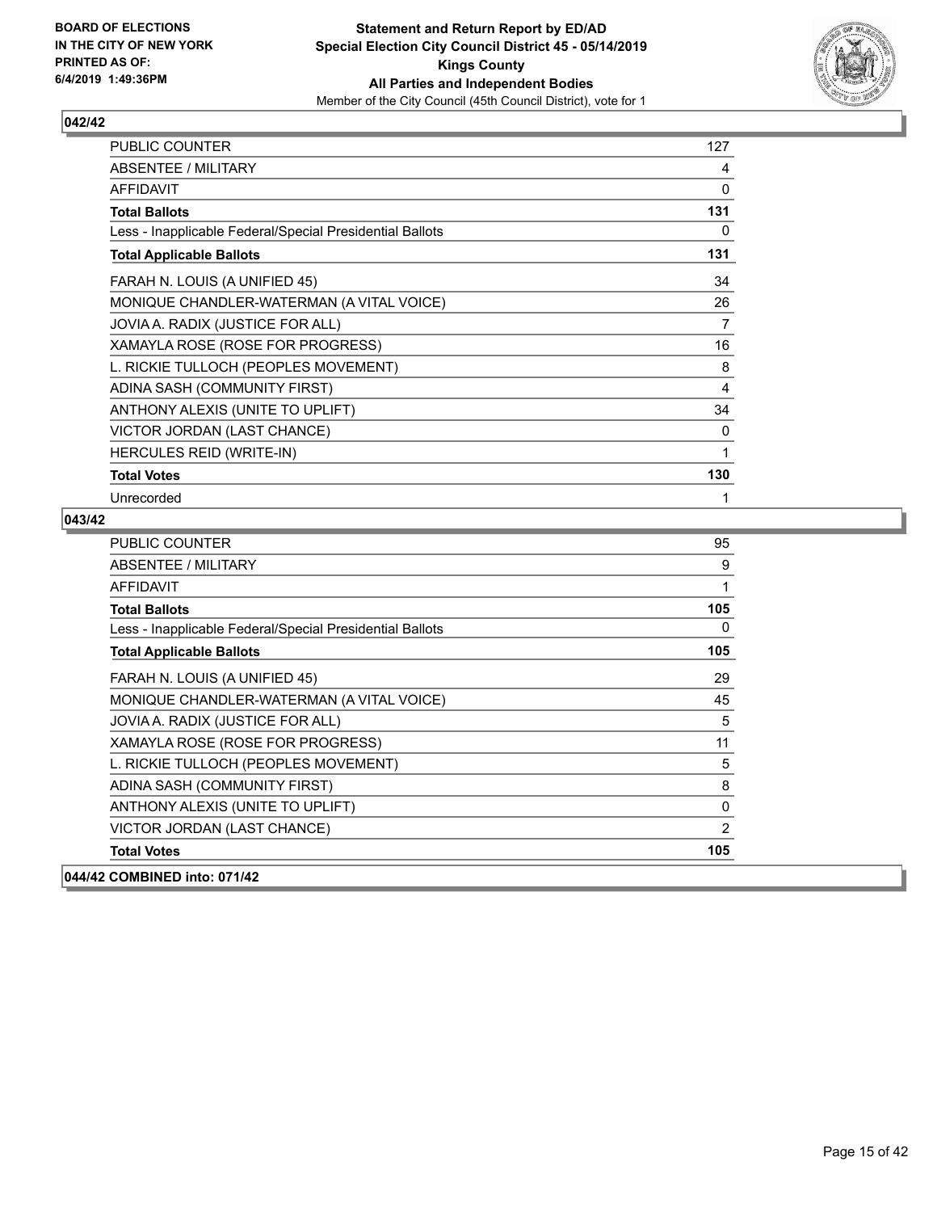**042/42**

| | |
|---|---|
| PUBLIC COUNTER | 127 |
| ABSENTEE / MILITARY | 4 |
| AFFIDAVIT | 0 |
| **Total Ballots** | **131** |
| Less - Inapplicable Federal/Special Presidential Ballots | 0 |
| **Total Applicable Ballots** | **131** |
| FARAH N. LOUIS (A UNIFIED 45) | 34 |
| MONIQUE CHANDLER-WATERMAN (A VITAL VOICE) | 26 |
| JOVIA A. RADIX (JUSTICE FOR ALL) | 7 |
| XAMAYLA ROSE (ROSE FOR PROGRESS) | 16 |
| L. RICKIE TULLOCH (PEOPLES MOVEMENT) | 8 |
| ADINA SASH (COMMUNITY FIRST) | 4 |
| ANTHONY ALEXIS (UNITE TO UPLIFT) | 34 |
| VICTOR JORDAN (LAST CHANCE) | 0 |
| HERCULES REID (WRITE-IN) | 1 |
| **Total Votes** | **130** |
| Unrecorded | 1 |

**043/42**

| | |
|---|---|
| PUBLIC COUNTER | 95 |
| ABSENTEE / MILITARY | 9 |
| AFFIDAVIT | 1 |
| **Total Ballots** | **105** |
| Less - Inapplicable Federal/Special Presidential Ballots | 0 |
| **Total Applicable Ballots** | **105** |
| FARAH N. LOUIS (A UNIFIED 45) | 29 |
| MONIQUE CHANDLER-WATERMAN (A VITAL VOICE) | 45 |
| JOVIA A. RADIX (JUSTICE FOR ALL) | 5 |
| XAMAYLA ROSE (ROSE FOR PROGRESS) | 11 |
| L. RICKIE TULLOCH (PEOPLES MOVEMENT) | 5 |
| ADINA SASH (COMMUNITY FIRST) | 8 |
| ANTHONY ALEXIS (UNITE TO UPLIFT) | 0 |
| VICTOR JORDAN (LAST CHANCE) | 2 |
| **Total Votes** | **105** |

**044/42 COMBINED into: 071/42**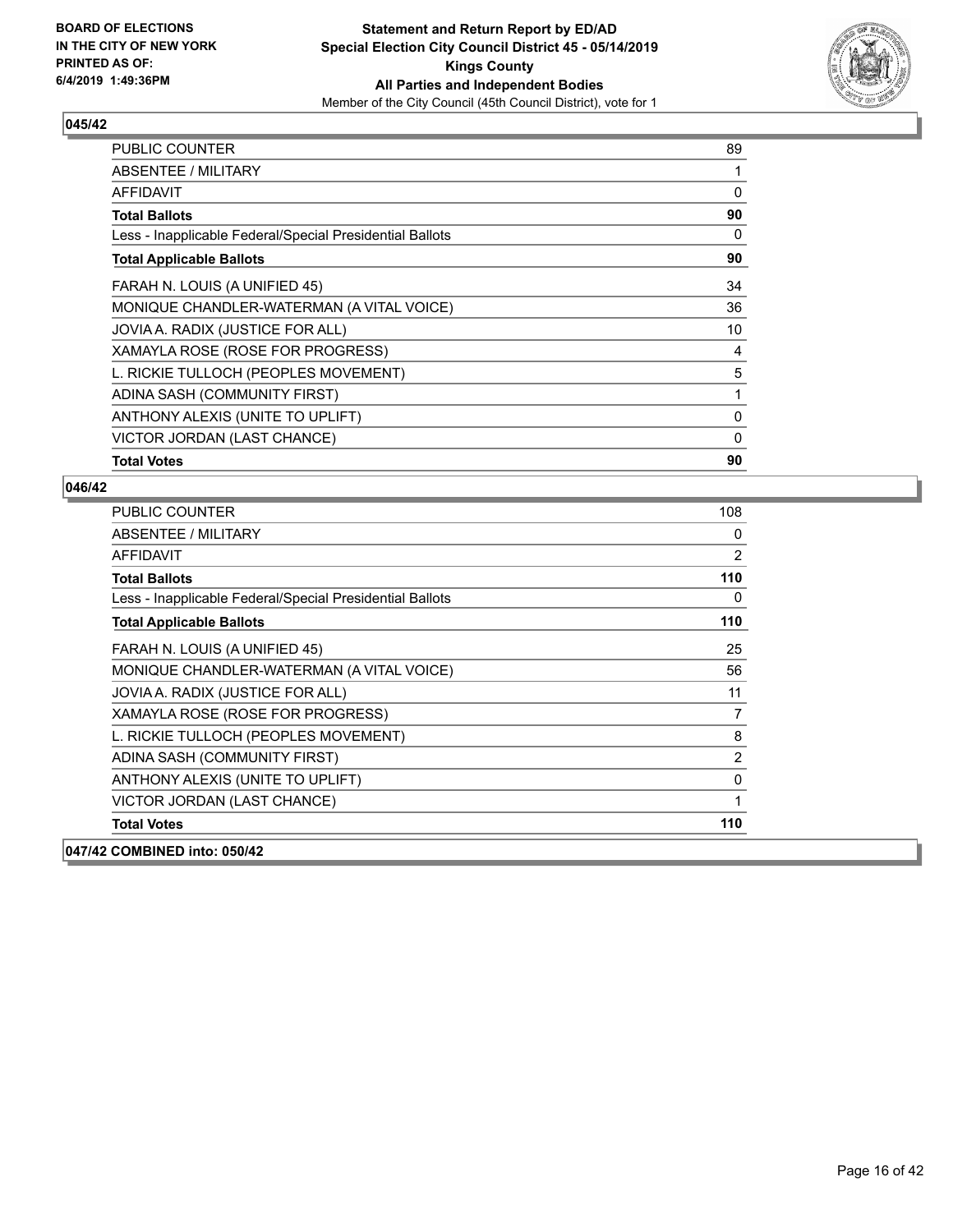**BOARD OF ELECTIONS IN THE CITY OF NEW YORK PRINTED AS OF: 6/4/2019 1:49:36PM**

**Statement and Return Report by ED/AD**
**Special Election City Council District 45 - 05/14/2019**
**Kings County**
**All Parties and Independent Bodies**
Member of the City Council (45th Council District), vote for 1

### 045/42

| | |
|---|---|
| PUBLIC COUNTER | 89 |
| ABSENTEE / MILITARY | 1 |
| AFFIDAVIT | 0 |
| **Total Ballots** | **90** |
| Less - Inapplicable Federal/Special Presidential Ballots | 0 |
| **Total Applicable Ballots** | **90** |
| FARAH N. LOUIS (A UNIFIED 45) | 34 |
| MONIQUE CHANDLER-WATERMAN (A VITAL VOICE) | 36 |
| JOVIA A. RADIX (JUSTICE FOR ALL) | 10 |
| XAMAYLA ROSE (ROSE FOR PROGRESS) | 4 |
| L. RICKIE TULLOCH (PEOPLES MOVEMENT) | 5 |
| ADINA SASH (COMMUNITY FIRST) | 1 |
| ANTHONY ALEXIS (UNITE TO UPLIFT) | 0 |
| VICTOR JORDAN (LAST CHANCE) | 0 |
| **Total Votes** | **90** |

### 046/42

| | |
|---|---|
| PUBLIC COUNTER | 108 |
| ABSENTEE / MILITARY | 0 |
| AFFIDAVIT | 2 |
| **Total Ballots** | **110** |
| Less - Inapplicable Federal/Special Presidential Ballots | 0 |
| **Total Applicable Ballots** | **110** |
| FARAH N. LOUIS (A UNIFIED 45) | 25 |
| MONIQUE CHANDLER-WATERMAN (A VITAL VOICE) | 56 |
| JOVIA A. RADIX (JUSTICE FOR ALL) | 11 |
| XAMAYLA ROSE (ROSE FOR PROGRESS) | 7 |
| L. RICKIE TULLOCH (PEOPLES MOVEMENT) | 8 |
| ADINA SASH (COMMUNITY FIRST) | 2 |
| ANTHONY ALEXIS (UNITE TO UPLIFT) | 0 |
| VICTOR JORDAN (LAST CHANCE) | 1 |
| **Total Votes** | **110** |

### 047/42 COMBINED into: 050/42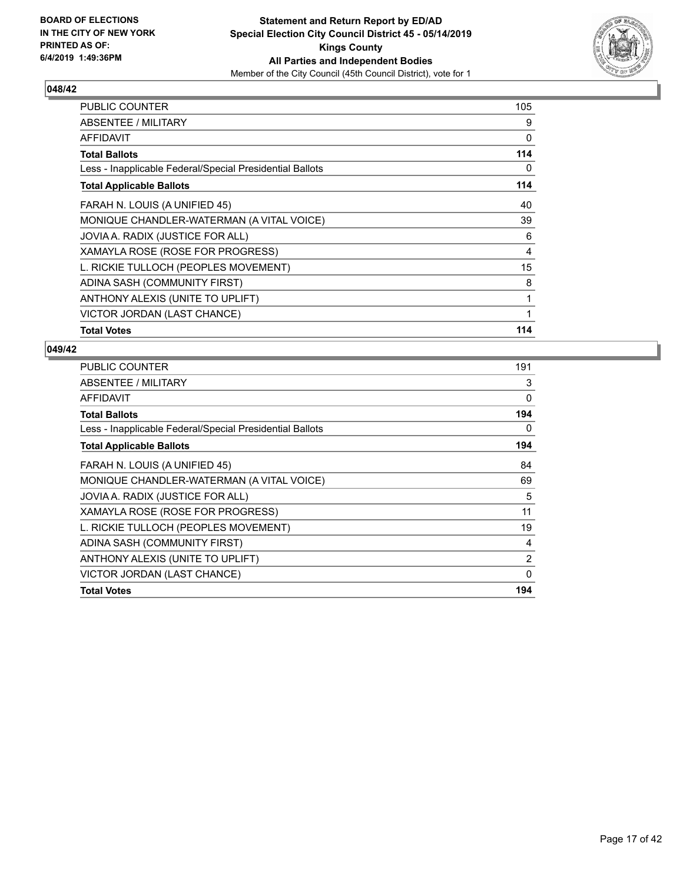**BOARD OF ELECTIONS IN THE CITY OF NEW YORK PRINTED AS OF: 6/4/2019 1:49:36PM**

**Statement and Return Report by ED/AD**
**Special Election City Council District 45 - 05/14/2019**
**Kings County**
**All Parties and Independent Bodies**
Member of the City Council (45th Council District), vote for 1

### 048/42

| | |
|---|---|
| PUBLIC COUNTER | 105 |
| ABSENTEE / MILITARY | 9 |
| AFFIDAVIT | 0 |
| **Total Ballots** | **114** |
| Less - Inapplicable Federal/Special Presidential Ballots | 0 |
| **Total Applicable Ballots** | **114** |
| FARAH N. LOUIS (A UNIFIED 45) | 40 |
| MONIQUE CHANDLER-WATERMAN (A VITAL VOICE) | 39 |
| JOVIA A. RADIX (JUSTICE FOR ALL) | 6 |
| XAMAYLA ROSE (ROSE FOR PROGRESS) | 4 |
| L. RICKIE TULLOCH (PEOPLES MOVEMENT) | 15 |
| ADINA SASH (COMMUNITY FIRST) | 8 |
| ANTHONY ALEXIS (UNITE TO UPLIFT) | 1 |
| VICTOR JORDAN (LAST CHANCE) | 1 |
| **Total Votes** | **114** |

### 049/42

| | |
|---|---|
| PUBLIC COUNTER | 191 |
| ABSENTEE / MILITARY | 3 |
| AFFIDAVIT | 0 |
| **Total Ballots** | **194** |
| Less - Inapplicable Federal/Special Presidential Ballots | 0 |
| **Total Applicable Ballots** | **194** |
| FARAH N. LOUIS (A UNIFIED 45) | 84 |
| MONIQUE CHANDLER-WATERMAN (A VITAL VOICE) | 69 |
| JOVIA A. RADIX (JUSTICE FOR ALL) | 5 |
| XAMAYLA ROSE (ROSE FOR PROGRESS) | 11 |
| L. RICKIE TULLOCH (PEOPLES MOVEMENT) | 19 |
| ADINA SASH (COMMUNITY FIRST) | 4 |
| ANTHONY ALEXIS (UNITE TO UPLIFT) | 2 |
| VICTOR JORDAN (LAST CHANCE) | 0 |
| **Total Votes** | **194** |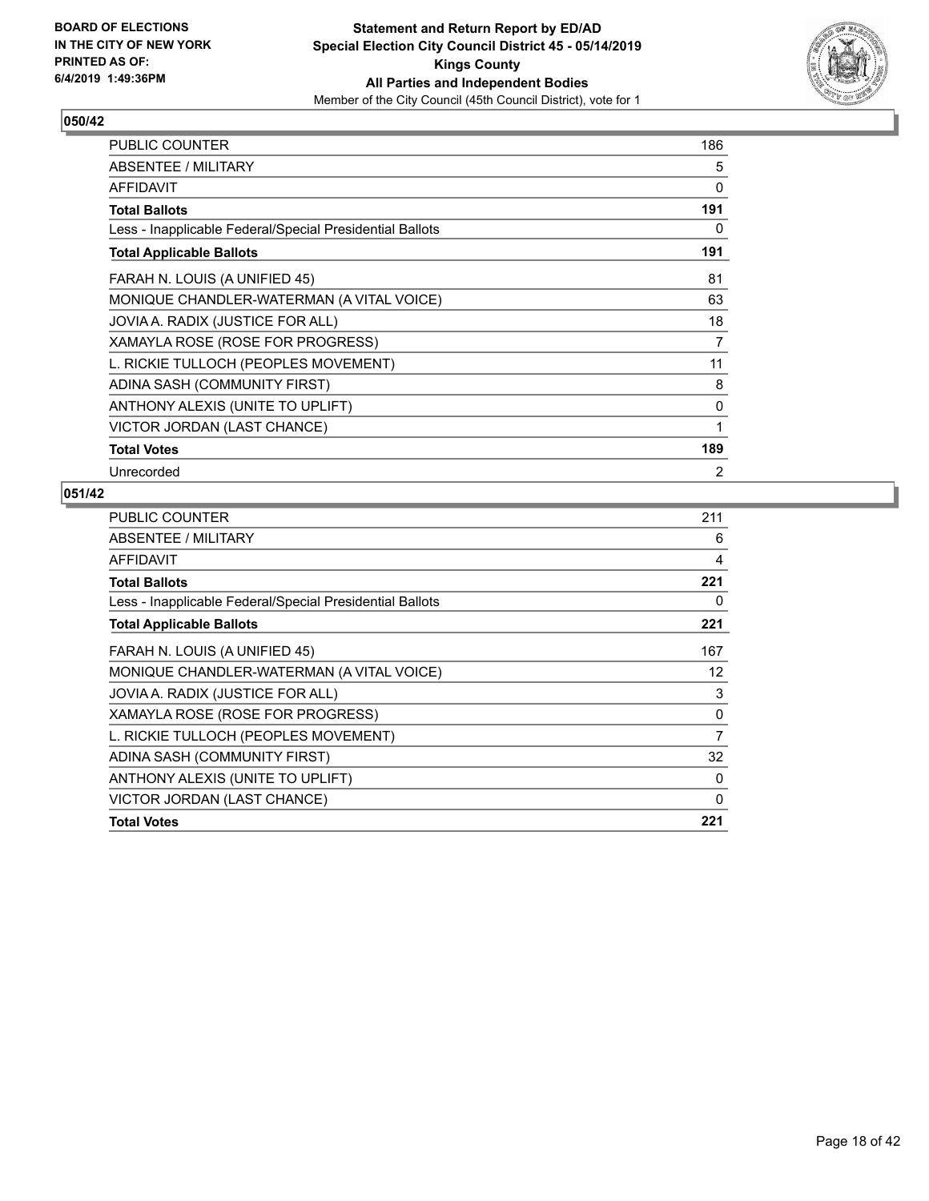**Statement and Return Report by ED/AD**
**Special Election City Council District 45 - 05/14/2019**
**Kings County**
**All Parties and Independent Bodies**
Member of the City Council (45th Council District), vote for 1

BOARD OF ELECTIONS IN THE CITY OF NEW YORK PRINTED AS OF: 6/4/2019 1:49:36PM

## 050/42

| | |
|---|---|
| PUBLIC COUNTER | 186 |
| ABSENTEE / MILITARY | 5 |
| AFFIDAVIT | 0 |
| **Total Ballots** | **191** |
| Less - Inapplicable Federal/Special Presidential Ballots | 0 |
| **Total Applicable Ballots** | **191** |
| FARAH N. LOUIS (A UNIFIED 45) | 81 |
| MONIQUE CHANDLER-WATERMAN (A VITAL VOICE) | 63 |
| JOVIA A. RADIX (JUSTICE FOR ALL) | 18 |
| XAMAYLA ROSE (ROSE FOR PROGRESS) | 7 |
| L. RICKIE TULLOCH (PEOPLES MOVEMENT) | 11 |
| ADINA SASH (COMMUNITY FIRST) | 8 |
| ANTHONY ALEXIS (UNITE TO UPLIFT) | 0 |
| VICTOR JORDAN (LAST CHANCE) | 1 |
| **Total Votes** | **189** |
| Unrecorded | 2 |

## 051/42

| | |
|---|---|
| PUBLIC COUNTER | 211 |
| ABSENTEE / MILITARY | 6 |
| AFFIDAVIT | 4 |
| **Total Ballots** | **221** |
| Less - Inapplicable Federal/Special Presidential Ballots | 0 |
| **Total Applicable Ballots** | **221** |
| FARAH N. LOUIS (A UNIFIED 45) | 167 |
| MONIQUE CHANDLER-WATERMAN (A VITAL VOICE) | 12 |
| JOVIA A. RADIX (JUSTICE FOR ALL) | 3 |
| XAMAYLA ROSE (ROSE FOR PROGRESS) | 0 |
| L. RICKIE TULLOCH (PEOPLES MOVEMENT) | 7 |
| ADINA SASH (COMMUNITY FIRST) | 32 |
| ANTHONY ALEXIS (UNITE TO UPLIFT) | 0 |
| VICTOR JORDAN (LAST CHANCE) | 0 |
| **Total Votes** | **221** |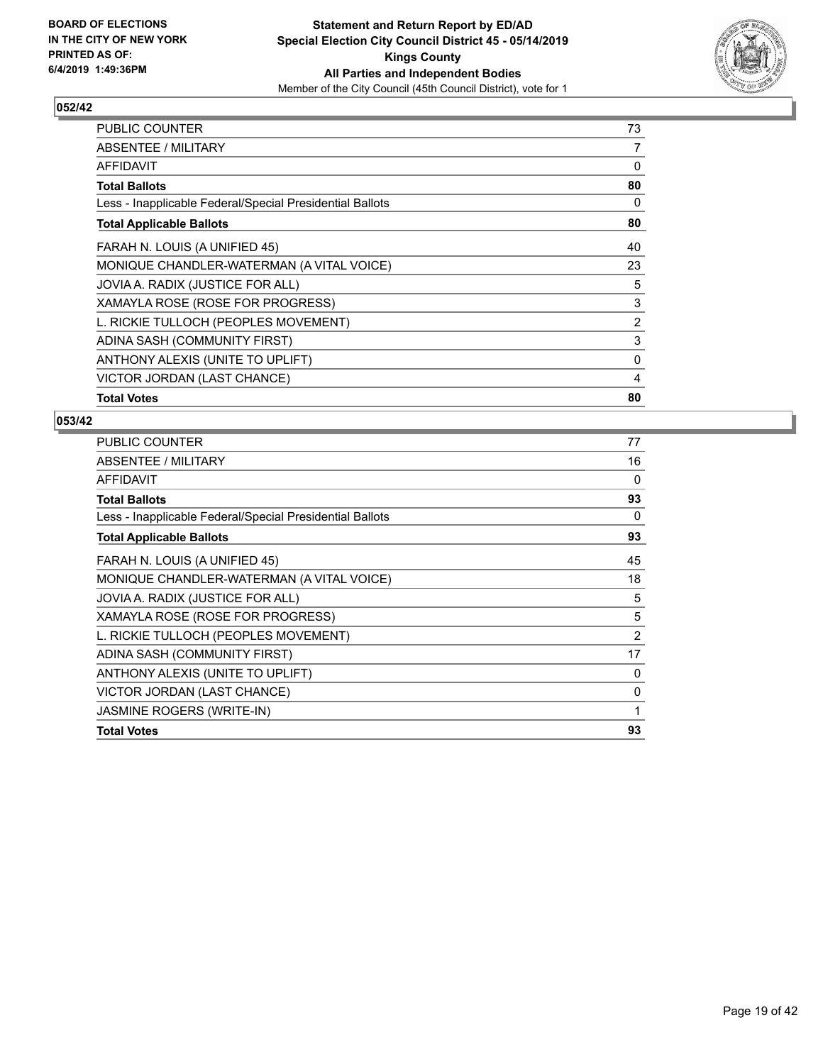BOARD OF ELECTIONS
IN THE CITY OF NEW YORK
PRINTED AS OF:
6/4/2019 1:49:36PM

**Statement and Return Report by ED/AD**
**Special Election City Council District 45 - 05/14/2019**
**Kings County**
**All Parties and Independent Bodies**
Member of the City Council (45th Council District), vote for 1

## 052/42

| | |
|---|---|
| PUBLIC COUNTER | 73 |
| ABSENTEE / MILITARY | 7 |
| AFFIDAVIT | 0 |
| **Total Ballots** | **80** |
| Less - Inapplicable Federal/Special Presidential Ballots | 0 |
| **Total Applicable Ballots** | **80** |
| FARAH N. LOUIS (A UNIFIED 45) | 40 |
| MONIQUE CHANDLER-WATERMAN (A VITAL VOICE) | 23 |
| JOVIA A. RADIX (JUSTICE FOR ALL) | 5 |
| XAMAYLA ROSE (ROSE FOR PROGRESS) | 3 |
| L. RICKIE TULLOCH (PEOPLES MOVEMENT) | 2 |
| ADINA SASH (COMMUNITY FIRST) | 3 |
| ANTHONY ALEXIS (UNITE TO UPLIFT) | 0 |
| VICTOR JORDAN (LAST CHANCE) | 4 |
| **Total Votes** | **80** |

## 053/42

| | |
|---|---|
| PUBLIC COUNTER | 77 |
| ABSENTEE / MILITARY | 16 |
| AFFIDAVIT | 0 |
| **Total Ballots** | **93** |
| Less - Inapplicable Federal/Special Presidential Ballots | 0 |
| **Total Applicable Ballots** | **93** |
| FARAH N. LOUIS (A UNIFIED 45) | 45 |
| MONIQUE CHANDLER-WATERMAN (A VITAL VOICE) | 18 |
| JOVIA A. RADIX (JUSTICE FOR ALL) | 5 |
| XAMAYLA ROSE (ROSE FOR PROGRESS) | 5 |
| L. RICKIE TULLOCH (PEOPLES MOVEMENT) | 2 |
| ADINA SASH (COMMUNITY FIRST) | 17 |
| ANTHONY ALEXIS (UNITE TO UPLIFT) | 0 |
| VICTOR JORDAN (LAST CHANCE) | 0 |
| JASMINE ROGERS (WRITE-IN) | 1 |
| **Total Votes** | **93** |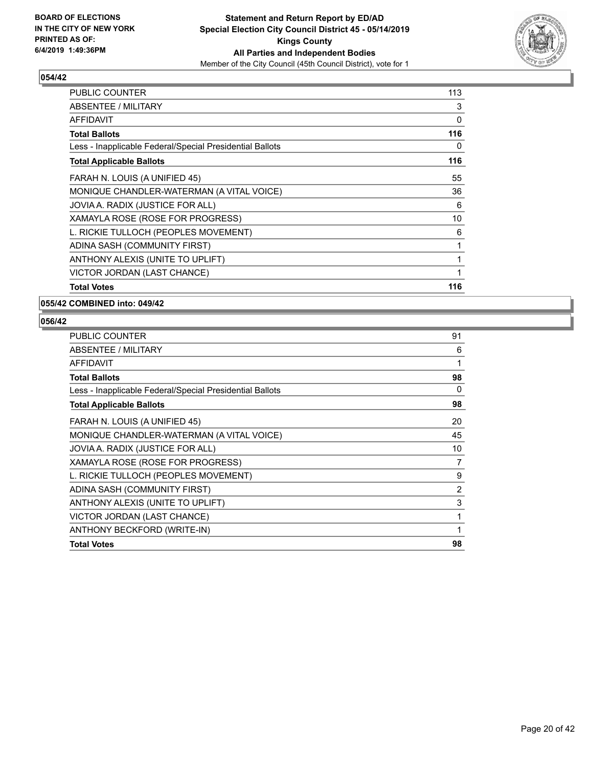## 054/42

| | |
|---|---|
| PUBLIC COUNTER | 113 |
| ABSENTEE / MILITARY | 3 |
| AFFIDAVIT | 0 |
| **Total Ballots** | **116** |
| Less - Inapplicable Federal/Special Presidential Ballots | 0 |
| **Total Applicable Ballots** | **116** |
| FARAH N. LOUIS (A UNIFIED 45) | 55 |
| MONIQUE CHANDLER-WATERMAN (A VITAL VOICE) | 36 |
| JOVIA A. RADIX (JUSTICE FOR ALL) | 6 |
| XAMAYLA ROSE (ROSE FOR PROGRESS) | 10 |
| L. RICKIE TULLOCH (PEOPLES MOVEMENT) | 6 |
| ADINA SASH (COMMUNITY FIRST) | 1 |
| ANTHONY ALEXIS (UNITE TO UPLIFT) | 1 |
| VICTOR JORDAN (LAST CHANCE) | 1 |
| **Total Votes** | **116** |

## 055/42 COMBINED into: 049/42

## 056/42

| | |
|---|---|
| PUBLIC COUNTER | 91 |
| ABSENTEE / MILITARY | 6 |
| AFFIDAVIT | 1 |
| **Total Ballots** | **98** |
| Less - Inapplicable Federal/Special Presidential Ballots | 0 |
| **Total Applicable Ballots** | **98** |
| FARAH N. LOUIS (A UNIFIED 45) | 20 |
| MONIQUE CHANDLER-WATERMAN (A VITAL VOICE) | 45 |
| JOVIA A. RADIX (JUSTICE FOR ALL) | 10 |
| XAMAYLA ROSE (ROSE FOR PROGRESS) | 7 |
| L. RICKIE TULLOCH (PEOPLES MOVEMENT) | 9 |
| ADINA SASH (COMMUNITY FIRST) | 2 |
| ANTHONY ALEXIS (UNITE TO UPLIFT) | 3 |
| VICTOR JORDAN (LAST CHANCE) | 1 |
| ANTHONY BECKFORD (WRITE-IN) | 1 |
| **Total Votes** | **98** |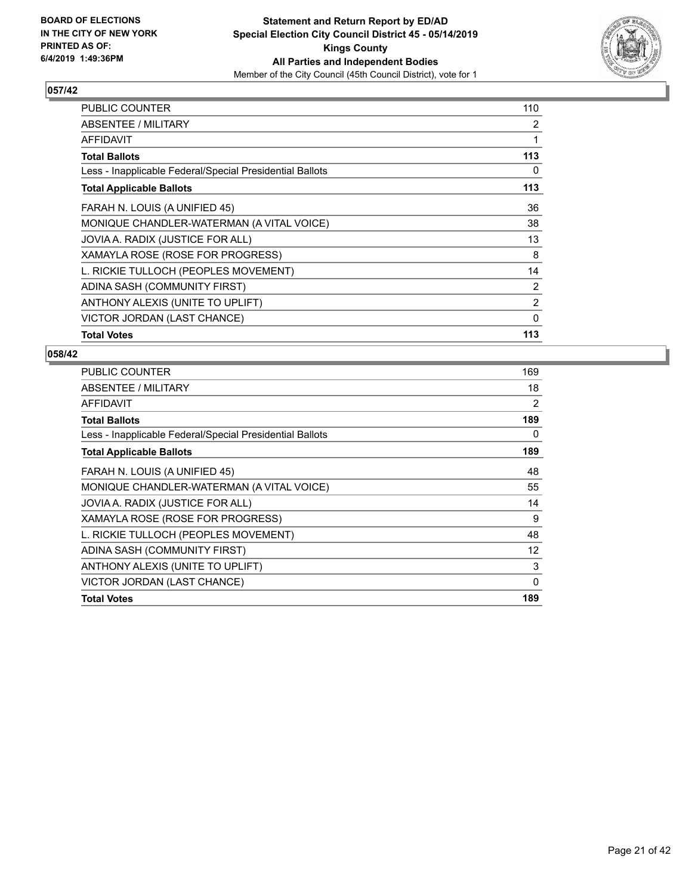**BOARD OF ELECTIONS IN THE CITY OF NEW YORK PRINTED AS OF: 6/4/2019 1:49:36PM**

**Statement and Return Report by ED/AD**
**Special Election City Council District 45 - 05/14/2019**
**Kings County**
**All Parties and Independent Bodies**
Member of the City Council (45th Council District), vote for 1

## 057/42

| | |
|---|---|
| PUBLIC COUNTER | 110 |
| ABSENTEE / MILITARY | 2 |
| AFFIDAVIT | 1 |
| **Total Ballots** | **113** |
| Less - Inapplicable Federal/Special Presidential Ballots | 0 |
| **Total Applicable Ballots** | **113** |
| FARAH N. LOUIS (A UNIFIED 45) | 36 |
| MONIQUE CHANDLER-WATERMAN (A VITAL VOICE) | 38 |
| JOVIA A. RADIX (JUSTICE FOR ALL) | 13 |
| XAMAYLA ROSE (ROSE FOR PROGRESS) | 8 |
| L. RICKIE TULLOCH (PEOPLES MOVEMENT) | 14 |
| ADINA SASH (COMMUNITY FIRST) | 2 |
| ANTHONY ALEXIS (UNITE TO UPLIFT) | 2 |
| VICTOR JORDAN (LAST CHANCE) | 0 |
| **Total Votes** | **113** |

## 058/42

| | |
|---|---|
| PUBLIC COUNTER | 169 |
| ABSENTEE / MILITARY | 18 |
| AFFIDAVIT | 2 |
| **Total Ballots** | **189** |
| Less - Inapplicable Federal/Special Presidential Ballots | 0 |
| **Total Applicable Ballots** | **189** |
| FARAH N. LOUIS (A UNIFIED 45) | 48 |
| MONIQUE CHANDLER-WATERMAN (A VITAL VOICE) | 55 |
| JOVIA A. RADIX (JUSTICE FOR ALL) | 14 |
| XAMAYLA ROSE (ROSE FOR PROGRESS) | 9 |
| L. RICKIE TULLOCH (PEOPLES MOVEMENT) | 48 |
| ADINA SASH (COMMUNITY FIRST) | 12 |
| ANTHONY ALEXIS (UNITE TO UPLIFT) | 3 |
| VICTOR JORDAN (LAST CHANCE) | 0 |
| **Total Votes** | **189** |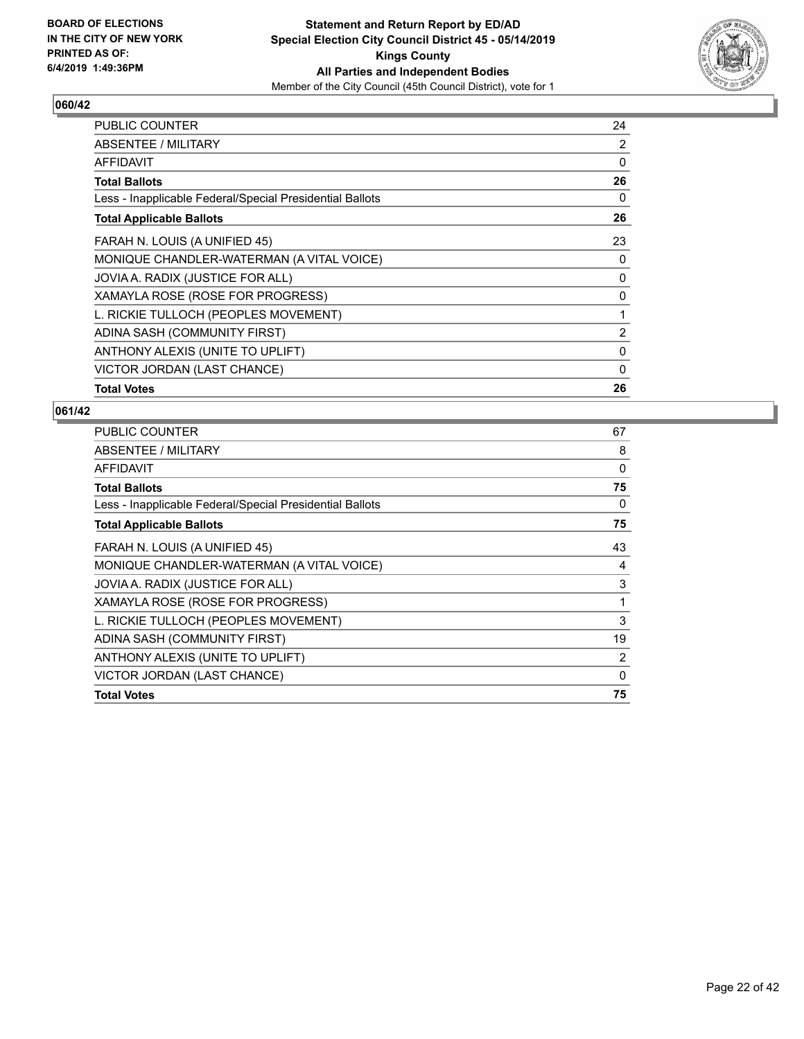**BOARD OF ELECTIONS IN THE CITY OF NEW YORK PRINTED AS OF: 6/4/2019 1:49:36PM**

**Statement and Return Report by ED/AD**
**Special Election City Council District 45 - 05/14/2019**
**Kings County**
**All Parties and Independent Bodies**
Member of the City Council (45th Council District), vote for 1

### 060/42

| | |
|---|---|
| PUBLIC COUNTER | 24 |
| ABSENTEE / MILITARY | 2 |
| AFFIDAVIT | 0 |
| **Total Ballots** | **26** |
| Less - Inapplicable Federal/Special Presidential Ballots | 0 |
| **Total Applicable Ballots** | **26** |
| FARAH N. LOUIS (A UNIFIED 45) | 23 |
| MONIQUE CHANDLER-WATERMAN (A VITAL VOICE) | 0 |
| JOVIA A. RADIX (JUSTICE FOR ALL) | 0 |
| XAMAYLA ROSE (ROSE FOR PROGRESS) | 0 |
| L. RICKIE TULLOCH (PEOPLES MOVEMENT) | 1 |
| ADINA SASH (COMMUNITY FIRST) | 2 |
| ANTHONY ALEXIS (UNITE TO UPLIFT) | 0 |
| VICTOR JORDAN (LAST CHANCE) | 0 |
| **Total Votes** | **26** |

### 061/42

| | |
|---|---|
| PUBLIC COUNTER | 67 |
| ABSENTEE / MILITARY | 8 |
| AFFIDAVIT | 0 |
| **Total Ballots** | **75** |
| Less - Inapplicable Federal/Special Presidential Ballots | 0 |
| **Total Applicable Ballots** | **75** |
| FARAH N. LOUIS (A UNIFIED 45) | 43 |
| MONIQUE CHANDLER-WATERMAN (A VITAL VOICE) | 4 |
| JOVIA A. RADIX (JUSTICE FOR ALL) | 3 |
| XAMAYLA ROSE (ROSE FOR PROGRESS) | 1 |
| L. RICKIE TULLOCH (PEOPLES MOVEMENT) | 3 |
| ADINA SASH (COMMUNITY FIRST) | 19 |
| ANTHONY ALEXIS (UNITE TO UPLIFT) | 2 |
| VICTOR JORDAN (LAST CHANCE) | 0 |
| **Total Votes** | **75** |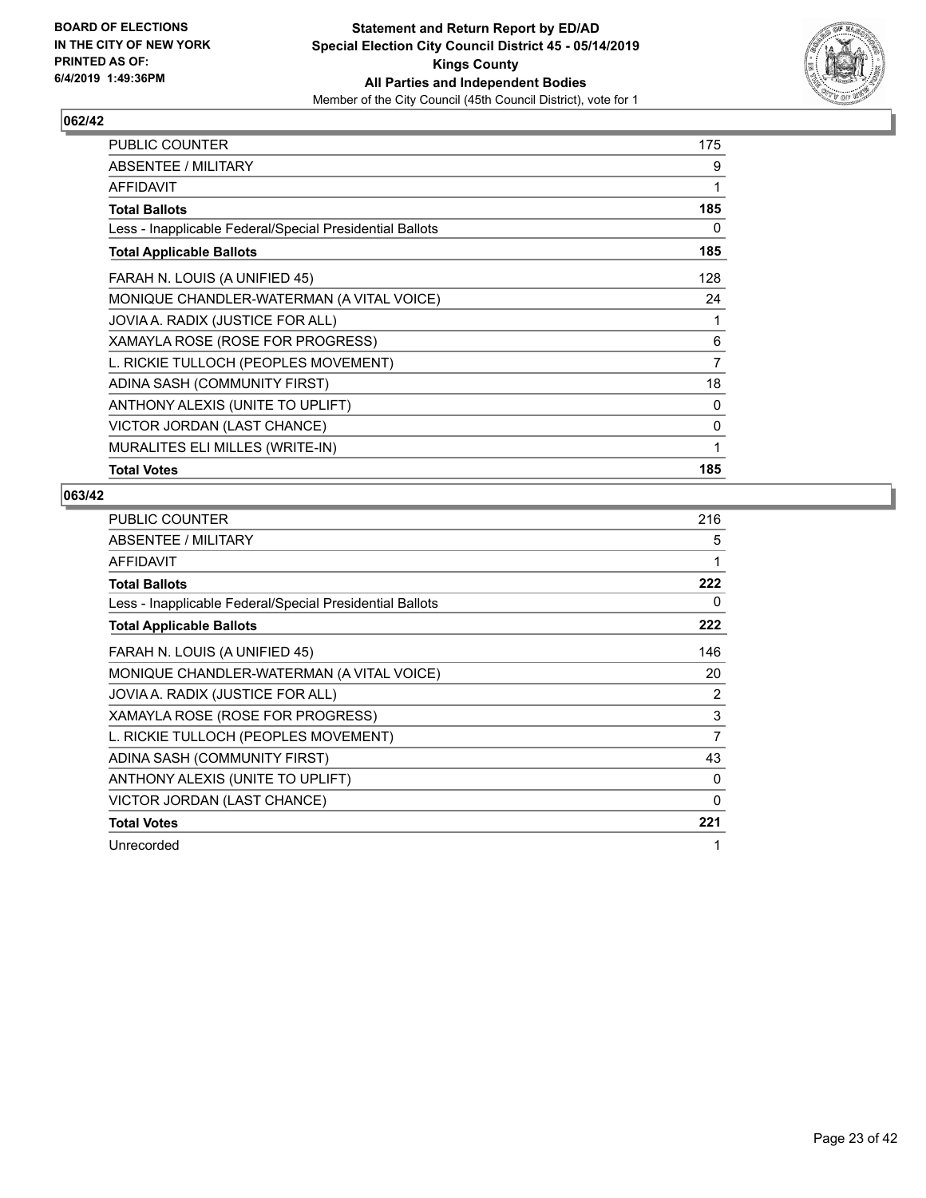**BOARD OF ELECTIONS IN THE CITY OF NEW YORK PRINTED AS OF: 6/4/2019 1:49:36PM**

**Statement and Return Report by ED/AD Special Election City Council District 45 - 05/14/2019 Kings County All Parties and Independent Bodies**

Member of the City Council (45th Council District), vote for 1

## 062/42

| | |
|---|---|
| PUBLIC COUNTER | 175 |
| ABSENTEE / MILITARY | 9 |
| AFFIDAVIT | 1 |
| **Total Ballots** | **185** |
| Less - Inapplicable Federal/Special Presidential Ballots | 0 |
| **Total Applicable Ballots** | **185** |
| FARAH N. LOUIS (A UNIFIED 45) | 128 |
| MONIQUE CHANDLER-WATERMAN (A VITAL VOICE) | 24 |
| JOVIA A. RADIX (JUSTICE FOR ALL) | 1 |
| XAMAYLA ROSE (ROSE FOR PROGRESS) | 6 |
| L. RICKIE TULLOCH (PEOPLES MOVEMENT) | 7 |
| ADINA SASH (COMMUNITY FIRST) | 18 |
| ANTHONY ALEXIS (UNITE TO UPLIFT) | 0 |
| VICTOR JORDAN (LAST CHANCE) | 0 |
| MURALITES ELI MILLES (WRITE-IN) | 1 |
| **Total Votes** | **185** |

## 063/42

| | |
|---|---|
| PUBLIC COUNTER | 216 |
| ABSENTEE / MILITARY | 5 |
| AFFIDAVIT | 1 |
| **Total Ballots** | **222** |
| Less - Inapplicable Federal/Special Presidential Ballots | 0 |
| **Total Applicable Ballots** | **222** |
| FARAH N. LOUIS (A UNIFIED 45) | 146 |
| MONIQUE CHANDLER-WATERMAN (A VITAL VOICE) | 20 |
| JOVIA A. RADIX (JUSTICE FOR ALL) | 2 |
| XAMAYLA ROSE (ROSE FOR PROGRESS) | 3 |
| L. RICKIE TULLOCH (PEOPLES MOVEMENT) | 7 |
| ADINA SASH (COMMUNITY FIRST) | 43 |
| ANTHONY ALEXIS (UNITE TO UPLIFT) | 0 |
| VICTOR JORDAN (LAST CHANCE) | 0 |
| **Total Votes** | **221** |
| Unrecorded | 1 |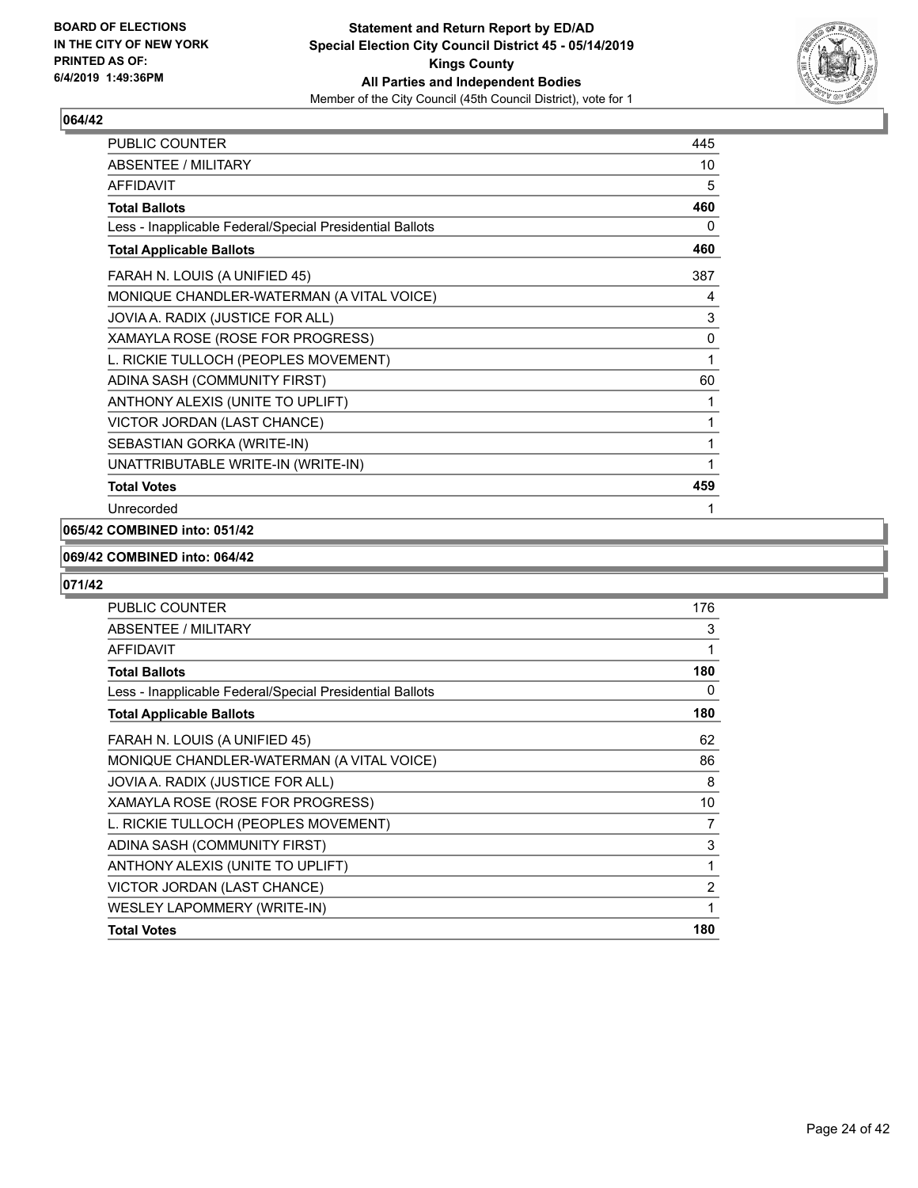**BOARD OF ELECTIONS IN THE CITY OF NEW YORK PRINTED AS OF: 6/4/2019 1:49:36PM**

**Statement and Return Report by ED/AD Special Election City Council District 45 - 05/14/2019 Kings County All Parties and Independent Bodies**

Member of the City Council (45th Council District), vote for 1

## 064/42

| | |
|---|---|
| PUBLIC COUNTER | 445 |
| ABSENTEE / MILITARY | 10 |
| AFFIDAVIT | 5 |
| **Total Ballots** | **460** |
| Less - Inapplicable Federal/Special Presidential Ballots | 0 |
| **Total Applicable Ballots** | **460** |
| FARAH N. LOUIS (A UNIFIED 45) | 387 |
| MONIQUE CHANDLER-WATERMAN (A VITAL VOICE) | 4 |
| JOVIA A. RADIX (JUSTICE FOR ALL) | 3 |
| XAMAYLA ROSE (ROSE FOR PROGRESS) | 0 |
| L. RICKIE TULLOCH (PEOPLES MOVEMENT) | 1 |
| ADINA SASH (COMMUNITY FIRST) | 60 |
| ANTHONY ALEXIS (UNITE TO UPLIFT) | 1 |
| VICTOR JORDAN (LAST CHANCE) | 1 |
| SEBASTIAN GORKA (WRITE-IN) | 1 |
| UNATTRIBUTABLE WRITE-IN (WRITE-IN) | 1 |
| **Total Votes** | **459** |
| Unrecorded | 1 |

## 065/42 COMBINED into: 051/42

## 069/42 COMBINED into: 064/42

## 071/42

| | |
|---|---|
| PUBLIC COUNTER | 176 |
| ABSENTEE / MILITARY | 3 |
| AFFIDAVIT | 1 |
| **Total Ballots** | **180** |
| Less - Inapplicable Federal/Special Presidential Ballots | 0 |
| **Total Applicable Ballots** | **180** |
| FARAH N. LOUIS (A UNIFIED 45) | 62 |
| MONIQUE CHANDLER-WATERMAN (A VITAL VOICE) | 86 |
| JOVIA A. RADIX (JUSTICE FOR ALL) | 8 |
| XAMAYLA ROSE (ROSE FOR PROGRESS) | 10 |
| L. RICKIE TULLOCH (PEOPLES MOVEMENT) | 7 |
| ADINA SASH (COMMUNITY FIRST) | 3 |
| ANTHONY ALEXIS (UNITE TO UPLIFT) | 1 |
| VICTOR JORDAN (LAST CHANCE) | 2 |
| WESLEY LAPOMMERY (WRITE-IN) | 1 |
| **Total Votes** | **180** |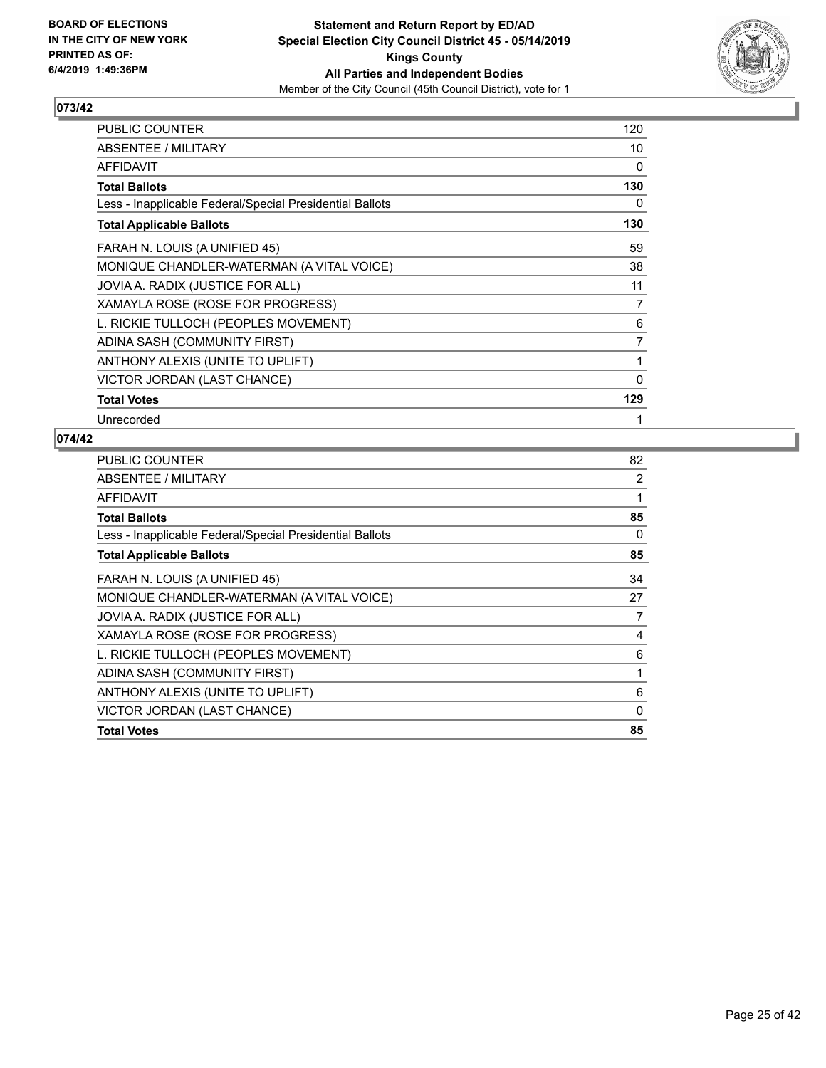## 073/42

| | |
|---|---|
| PUBLIC COUNTER | 120 |
| ABSENTEE / MILITARY | 10 |
| AFFIDAVIT | 0 |
| **Total Ballots** | **130** |
| Less - Inapplicable Federal/Special Presidential Ballots | 0 |
| **Total Applicable Ballots** | **130** |
| FARAH N. LOUIS (A UNIFIED 45) | 59 |
| MONIQUE CHANDLER-WATERMAN (A VITAL VOICE) | 38 |
| JOVIA A. RADIX (JUSTICE FOR ALL) | 11 |
| XAMAYLA ROSE (ROSE FOR PROGRESS) | 7 |
| L. RICKIE TULLOCH (PEOPLES MOVEMENT) | 6 |
| ADINA SASH (COMMUNITY FIRST) | 7 |
| ANTHONY ALEXIS (UNITE TO UPLIFT) | 1 |
| VICTOR JORDAN (LAST CHANCE) | 0 |
| **Total Votes** | **129** |
| Unrecorded | 1 |

## 074/42

| | |
|---|---|
| PUBLIC COUNTER | 82 |
| ABSENTEE / MILITARY | 2 |
| AFFIDAVIT | 1 |
| **Total Ballots** | **85** |
| Less - Inapplicable Federal/Special Presidential Ballots | 0 |
| **Total Applicable Ballots** | **85** |
| FARAH N. LOUIS (A UNIFIED 45) | 34 |
| MONIQUE CHANDLER-WATERMAN (A VITAL VOICE) | 27 |
| JOVIA A. RADIX (JUSTICE FOR ALL) | 7 |
| XAMAYLA ROSE (ROSE FOR PROGRESS) | 4 |
| L. RICKIE TULLOCH (PEOPLES MOVEMENT) | 6 |
| ADINA SASH (COMMUNITY FIRST) | 1 |
| ANTHONY ALEXIS (UNITE TO UPLIFT) | 6 |
| VICTOR JORDAN (LAST CHANCE) | 0 |
| **Total Votes** | **85** |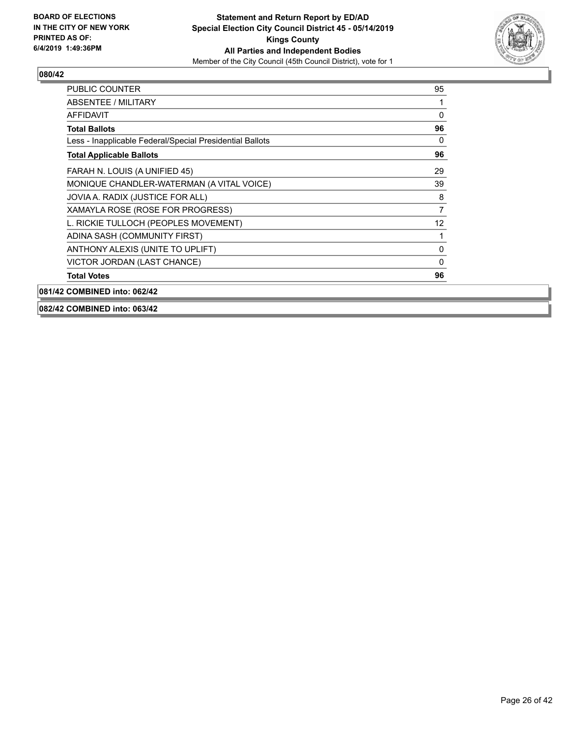**080/42**

| | |
|---|---|
| PUBLIC COUNTER | 95 |
| ABSENTEE / MILITARY | 1 |
| AFFIDAVIT | 0 |
| **Total Ballots** | **96** |
| Less - Inapplicable Federal/Special Presidential Ballots | 0 |
| **Total Applicable Ballots** | **96** |
| FARAH N. LOUIS (A UNIFIED 45) | 29 |
| MONIQUE CHANDLER-WATERMAN (A VITAL VOICE) | 39 |
| JOVIA A. RADIX (JUSTICE FOR ALL) | 8 |
| XAMAYLA ROSE (ROSE FOR PROGRESS) | 7 |
| L. RICKIE TULLOCH (PEOPLES MOVEMENT) | 12 |
| ADINA SASH (COMMUNITY FIRST) | 1 |
| ANTHONY ALEXIS (UNITE TO UPLIFT) | 0 |
| VICTOR JORDAN (LAST CHANCE) | 0 |
| **Total Votes** | **96** |

**081/42 COMBINED into: 062/42**

**082/42 COMBINED into: 063/42**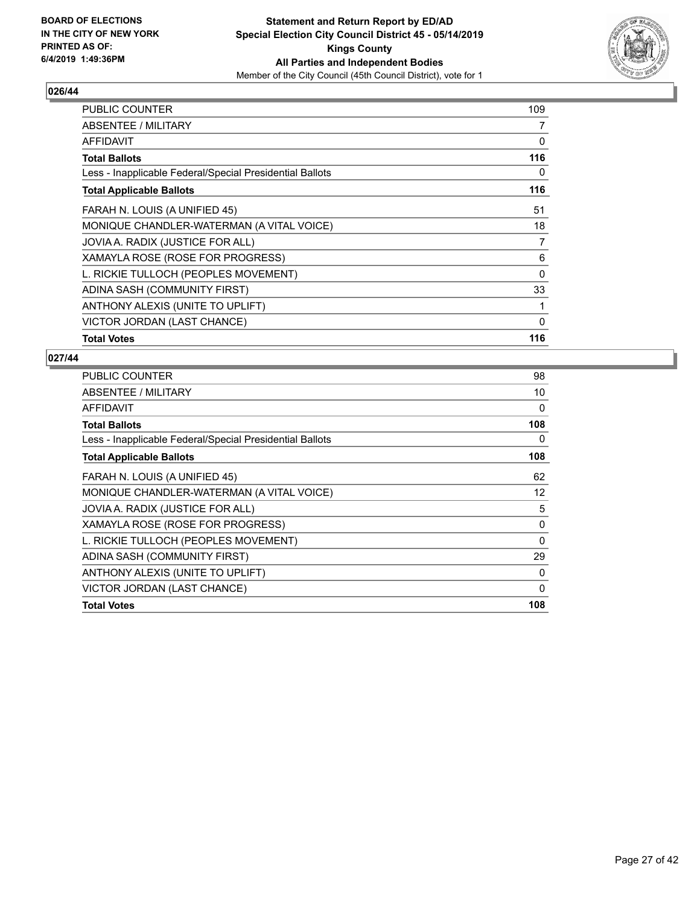**BOARD OF ELECTIONS IN THE CITY OF NEW YORK PRINTED AS OF: 6/4/2019 1:49:36PM**

**Statement and Return Report by ED/AD**
**Special Election City Council District 45 - 05/14/2019**
**Kings County**
**All Parties and Independent Bodies**
Member of the City Council (45th Council District), vote for 1

### 026/44

| | |
|---|---|
| PUBLIC COUNTER | 109 |
| ABSENTEE / MILITARY | 7 |
| AFFIDAVIT | 0 |
| **Total Ballots** | **116** |
| Less - Inapplicable Federal/Special Presidential Ballots | 0 |
| **Total Applicable Ballots** | **116** |
| FARAH N. LOUIS (A UNIFIED 45) | 51 |
| MONIQUE CHANDLER-WATERMAN (A VITAL VOICE) | 18 |
| JOVIA A. RADIX (JUSTICE FOR ALL) | 7 |
| XAMAYLA ROSE (ROSE FOR PROGRESS) | 6 |
| L. RICKIE TULLOCH (PEOPLES MOVEMENT) | 0 |
| ADINA SASH (COMMUNITY FIRST) | 33 |
| ANTHONY ALEXIS (UNITE TO UPLIFT) | 1 |
| VICTOR JORDAN (LAST CHANCE) | 0 |
| **Total Votes** | **116** |

### 027/44

| | |
|---|---|
| PUBLIC COUNTER | 98 |
| ABSENTEE / MILITARY | 10 |
| AFFIDAVIT | 0 |
| **Total Ballots** | **108** |
| Less - Inapplicable Federal/Special Presidential Ballots | 0 |
| **Total Applicable Ballots** | **108** |
| FARAH N. LOUIS (A UNIFIED 45) | 62 |
| MONIQUE CHANDLER-WATERMAN (A VITAL VOICE) | 12 |
| JOVIA A. RADIX (JUSTICE FOR ALL) | 5 |
| XAMAYLA ROSE (ROSE FOR PROGRESS) | 0 |
| L. RICKIE TULLOCH (PEOPLES MOVEMENT) | 0 |
| ADINA SASH (COMMUNITY FIRST) | 29 |
| ANTHONY ALEXIS (UNITE TO UPLIFT) | 0 |
| VICTOR JORDAN (LAST CHANCE) | 0 |
| **Total Votes** | **108** |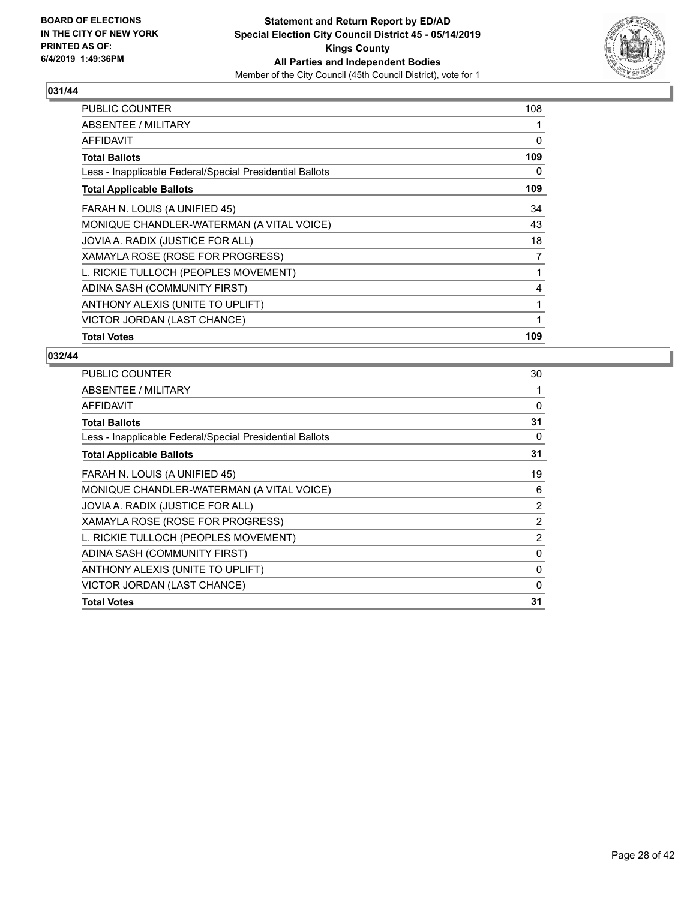**BOARD OF ELECTIONS IN THE CITY OF NEW YORK PRINTED AS OF: 6/4/2019 1:49:36PM**

**Statement and Return Report by ED/AD**
**Special Election City Council District 45 - 05/14/2019**
**Kings County**
**All Parties and Independent Bodies**
Member of the City Council (45th Council District), vote for 1

## 031/44

| | |
|---|---|
| PUBLIC COUNTER | 108 |
| ABSENTEE / MILITARY | 1 |
| AFFIDAVIT | 0 |
| **Total Ballots** | **109** |
| Less - Inapplicable Federal/Special Presidential Ballots | 0 |
| **Total Applicable Ballots** | **109** |
| FARAH N. LOUIS (A UNIFIED 45) | 34 |
| MONIQUE CHANDLER-WATERMAN (A VITAL VOICE) | 43 |
| JOVIA A. RADIX (JUSTICE FOR ALL) | 18 |
| XAMAYLA ROSE (ROSE FOR PROGRESS) | 7 |
| L. RICKIE TULLOCH (PEOPLES MOVEMENT) | 1 |
| ADINA SASH (COMMUNITY FIRST) | 4 |
| ANTHONY ALEXIS (UNITE TO UPLIFT) | 1 |
| VICTOR JORDAN (LAST CHANCE) | 1 |
| **Total Votes** | **109** |

## 032/44

| | |
|---|---|
| PUBLIC COUNTER | 30 |
| ABSENTEE / MILITARY | 1 |
| AFFIDAVIT | 0 |
| **Total Ballots** | **31** |
| Less - Inapplicable Federal/Special Presidential Ballots | 0 |
| **Total Applicable Ballots** | **31** |
| FARAH N. LOUIS (A UNIFIED 45) | 19 |
| MONIQUE CHANDLER-WATERMAN (A VITAL VOICE) | 6 |
| JOVIA A. RADIX (JUSTICE FOR ALL) | 2 |
| XAMAYLA ROSE (ROSE FOR PROGRESS) | 2 |
| L. RICKIE TULLOCH (PEOPLES MOVEMENT) | 2 |
| ADINA SASH (COMMUNITY FIRST) | 0 |
| ANTHONY ALEXIS (UNITE TO UPLIFT) | 0 |
| VICTOR JORDAN (LAST CHANCE) | 0 |
| **Total Votes** | **31** |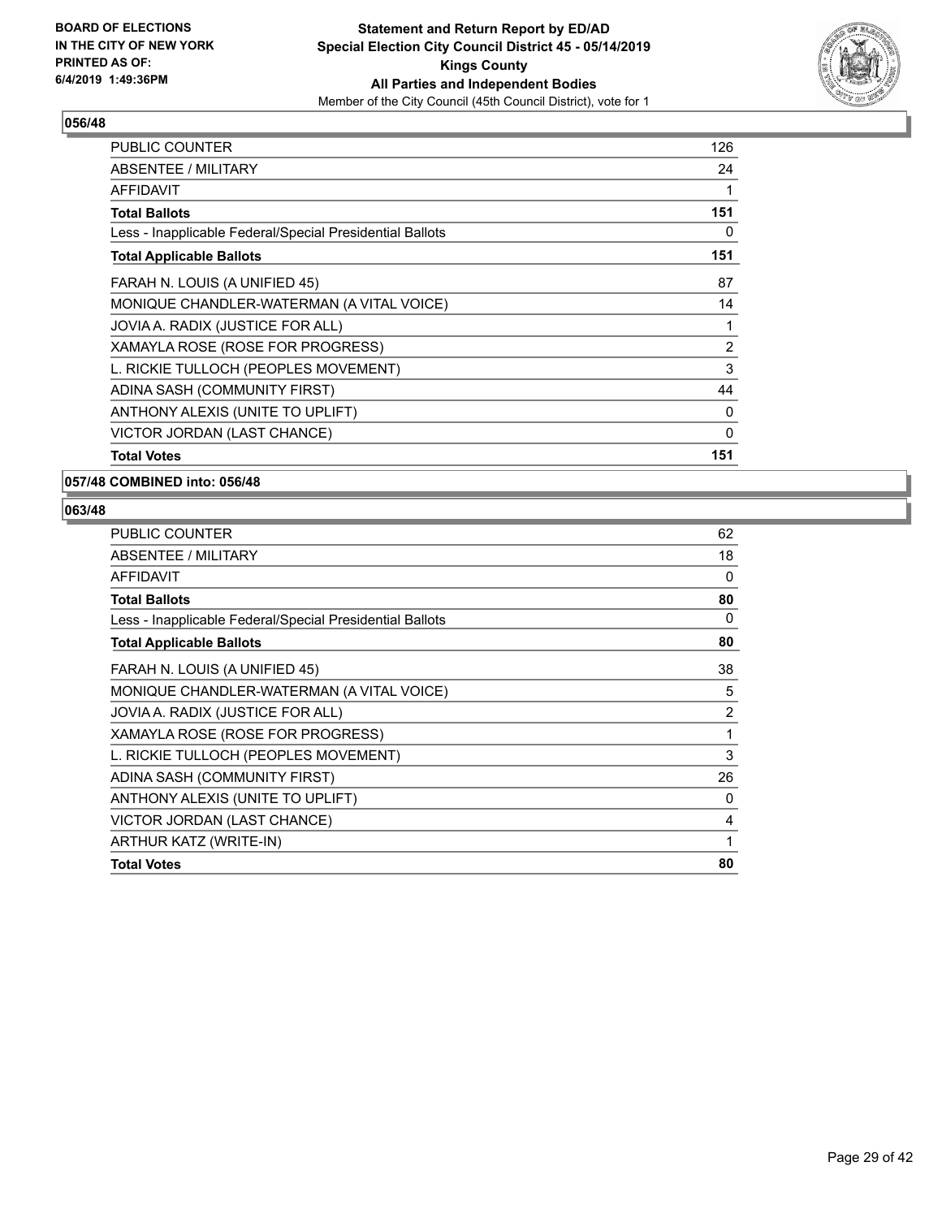**BOARD OF ELECTIONS IN THE CITY OF NEW YORK PRINTED AS OF: 6/4/2019 1:49:36PM**

**Statement and Return Report by ED/AD**
**Special Election City Council District 45 - 05/14/2019**
**Kings County**
**All Parties and Independent Bodies**
Member of the City Council (45th Council District), vote for 1

### 056/48

| | |
|---|---|
| PUBLIC COUNTER | 126 |
| ABSENTEE / MILITARY | 24 |
| AFFIDAVIT | 1 |
| **Total Ballots** | **151** |
| Less - Inapplicable Federal/Special Presidential Ballots | 0 |
| **Total Applicable Ballots** | **151** |
| FARAH N. LOUIS (A UNIFIED 45) | 87 |
| MONIQUE CHANDLER-WATERMAN (A VITAL VOICE) | 14 |
| JOVIA A. RADIX (JUSTICE FOR ALL) | 1 |
| XAMAYLA ROSE (ROSE FOR PROGRESS) | 2 |
| L. RICKIE TULLOCH (PEOPLES MOVEMENT) | 3 |
| ADINA SASH (COMMUNITY FIRST) | 44 |
| ANTHONY ALEXIS (UNITE TO UPLIFT) | 0 |
| VICTOR JORDAN (LAST CHANCE) | 0 |
| **Total Votes** | **151** |

### 057/48 COMBINED into: 056/48

### 063/48

| | |
|---|---|
| PUBLIC COUNTER | 62 |
| ABSENTEE / MILITARY | 18 |
| AFFIDAVIT | 0 |
| **Total Ballots** | **80** |
| Less - Inapplicable Federal/Special Presidential Ballots | 0 |
| **Total Applicable Ballots** | **80** |
| FARAH N. LOUIS (A UNIFIED 45) | 38 |
| MONIQUE CHANDLER-WATERMAN (A VITAL VOICE) | 5 |
| JOVIA A. RADIX (JUSTICE FOR ALL) | 2 |
| XAMAYLA ROSE (ROSE FOR PROGRESS) | 1 |
| L. RICKIE TULLOCH (PEOPLES MOVEMENT) | 3 |
| ADINA SASH (COMMUNITY FIRST) | 26 |
| ANTHONY ALEXIS (UNITE TO UPLIFT) | 0 |
| VICTOR JORDAN (LAST CHANCE) | 4 |
| ARTHUR KATZ (WRITE-IN) | 1 |
| **Total Votes** | **80** |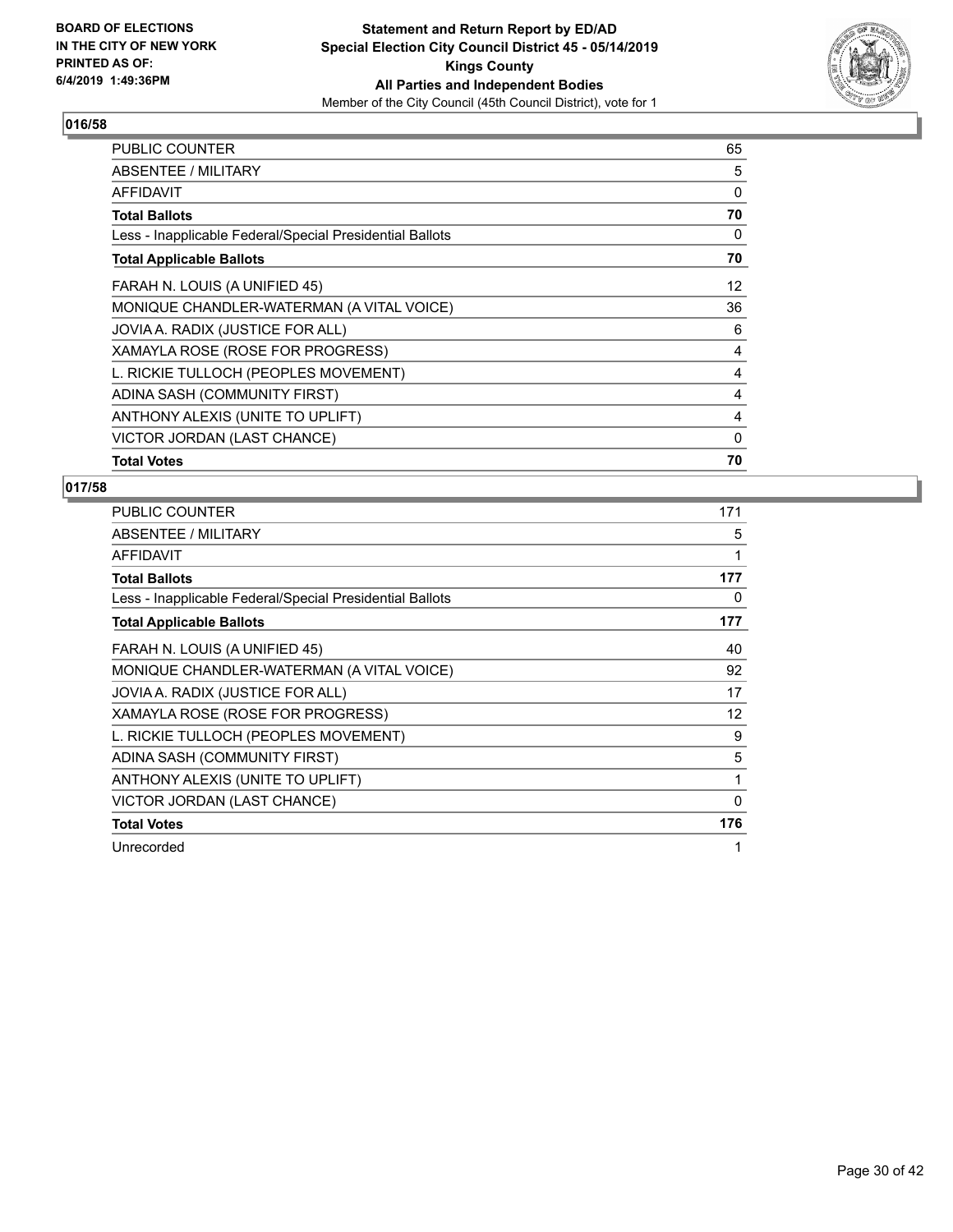BOARD OF ELECTIONS
IN THE CITY OF NEW YORK
PRINTED AS OF:
6/4/2019 1:49:36PM

**Statement and Return Report by ED/AD**
**Special Election City Council District 45 - 05/14/2019**
**Kings County**
**All Parties and Independent Bodies**
Member of the City Council (45th Council District), vote for 1

### 016/58

| | |
|---|---|
| PUBLIC COUNTER | 65 |
| ABSENTEE / MILITARY | 5 |
| AFFIDAVIT | 0 |
| **Total Ballots** | **70** |
| Less - Inapplicable Federal/Special Presidential Ballots | 0 |
| **Total Applicable Ballots** | **70** |
| FARAH N. LOUIS (A UNIFIED 45) | 12 |
| MONIQUE CHANDLER-WATERMAN (A VITAL VOICE) | 36 |
| JOVIA A. RADIX (JUSTICE FOR ALL) | 6 |
| XAMAYLA ROSE (ROSE FOR PROGRESS) | 4 |
| L. RICKIE TULLOCH (PEOPLES MOVEMENT) | 4 |
| ADINA SASH (COMMUNITY FIRST) | 4 |
| ANTHONY ALEXIS (UNITE TO UPLIFT) | 4 |
| VICTOR JORDAN (LAST CHANCE) | 0 |
| **Total Votes** | **70** |

### 017/58

| | |
|---|---|
| PUBLIC COUNTER | 171 |
| ABSENTEE / MILITARY | 5 |
| AFFIDAVIT | 1 |
| **Total Ballots** | **177** |
| Less - Inapplicable Federal/Special Presidential Ballots | 0 |
| **Total Applicable Ballots** | **177** |
| FARAH N. LOUIS (A UNIFIED 45) | 40 |
| MONIQUE CHANDLER-WATERMAN (A VITAL VOICE) | 92 |
| JOVIA A. RADIX (JUSTICE FOR ALL) | 17 |
| XAMAYLA ROSE (ROSE FOR PROGRESS) | 12 |
| L. RICKIE TULLOCH (PEOPLES MOVEMENT) | 9 |
| ADINA SASH (COMMUNITY FIRST) | 5 |
| ANTHONY ALEXIS (UNITE TO UPLIFT) | 1 |
| VICTOR JORDAN (LAST CHANCE) | 0 |
| **Total Votes** | **176** |
| Unrecorded | 1 |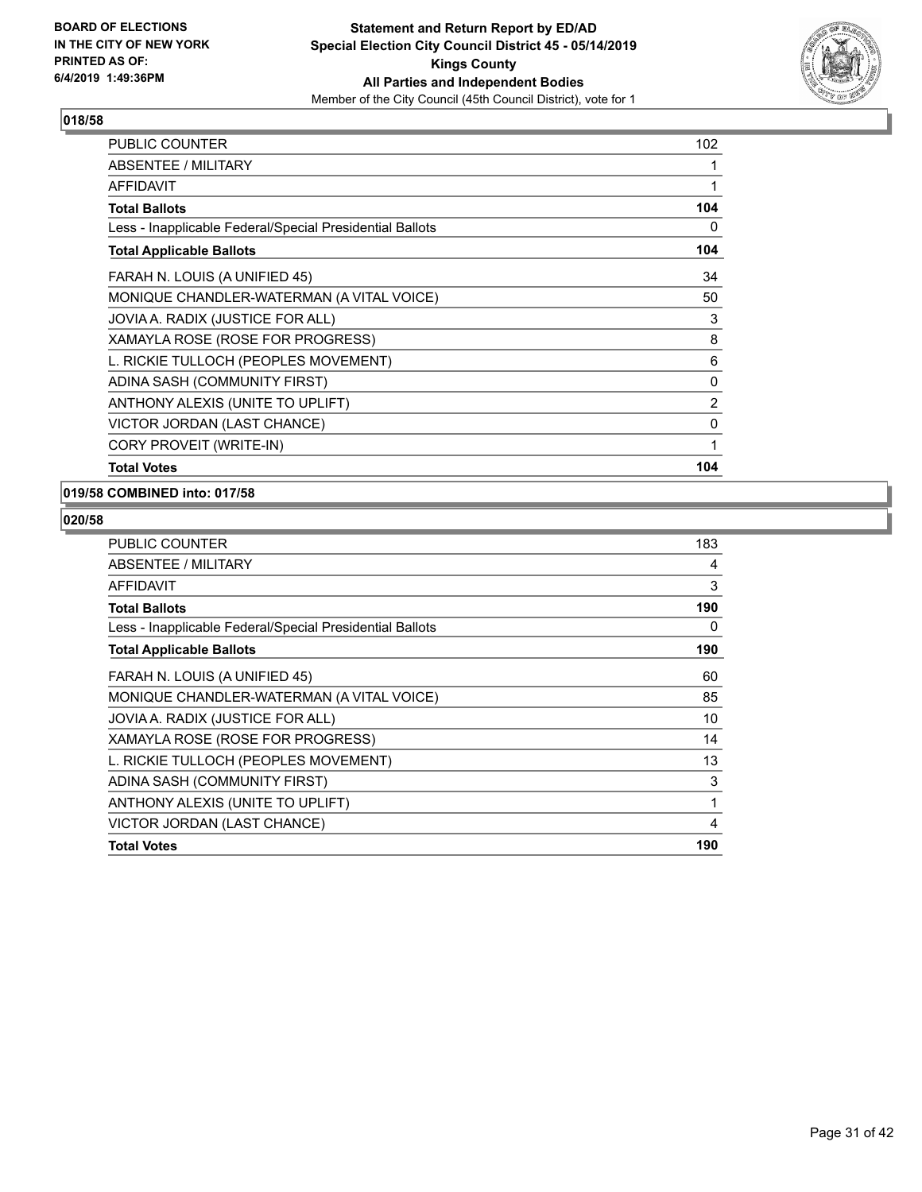**BOARD OF ELECTIONS IN THE CITY OF NEW YORK PRINTED AS OF: 6/4/2019 1:49:36PM**

**Statement and Return Report by ED/AD**
**Special Election City Council District 45 - 05/14/2019**
**Kings County**
**All Parties and Independent Bodies**
Member of the City Council (45th Council District), vote for 1

### 018/58

| | |
|---|---|
| PUBLIC COUNTER | 102 |
| ABSENTEE / MILITARY | 1 |
| AFFIDAVIT | 1 |
| **Total Ballots** | **104** |
| Less - Inapplicable Federal/Special Presidential Ballots | 0 |
| **Total Applicable Ballots** | **104** |
| FARAH N. LOUIS (A UNIFIED 45) | 34 |
| MONIQUE CHANDLER-WATERMAN (A VITAL VOICE) | 50 |
| JOVIA A. RADIX (JUSTICE FOR ALL) | 3 |
| XAMAYLA ROSE (ROSE FOR PROGRESS) | 8 |
| L. RICKIE TULLOCH (PEOPLES MOVEMENT) | 6 |
| ADINA SASH (COMMUNITY FIRST) | 0 |
| ANTHONY ALEXIS (UNITE TO UPLIFT) | 2 |
| VICTOR JORDAN (LAST CHANCE) | 0 |
| CORY PROVEIT (WRITE-IN) | 1 |
| **Total Votes** | **104** |

### 019/58 COMBINED into: 017/58

### 020/58

| | |
|---|---|
| PUBLIC COUNTER | 183 |
| ABSENTEE / MILITARY | 4 |
| AFFIDAVIT | 3 |
| **Total Ballots** | **190** |
| Less - Inapplicable Federal/Special Presidential Ballots | 0 |
| **Total Applicable Ballots** | **190** |
| FARAH N. LOUIS (A UNIFIED 45) | 60 |
| MONIQUE CHANDLER-WATERMAN (A VITAL VOICE) | 85 |
| JOVIA A. RADIX (JUSTICE FOR ALL) | 10 |
| XAMAYLA ROSE (ROSE FOR PROGRESS) | 14 |
| L. RICKIE TULLOCH (PEOPLES MOVEMENT) | 13 |
| ADINA SASH (COMMUNITY FIRST) | 3 |
| ANTHONY ALEXIS (UNITE TO UPLIFT) | 1 |
| VICTOR JORDAN (LAST CHANCE) | 4 |
| **Total Votes** | **190** |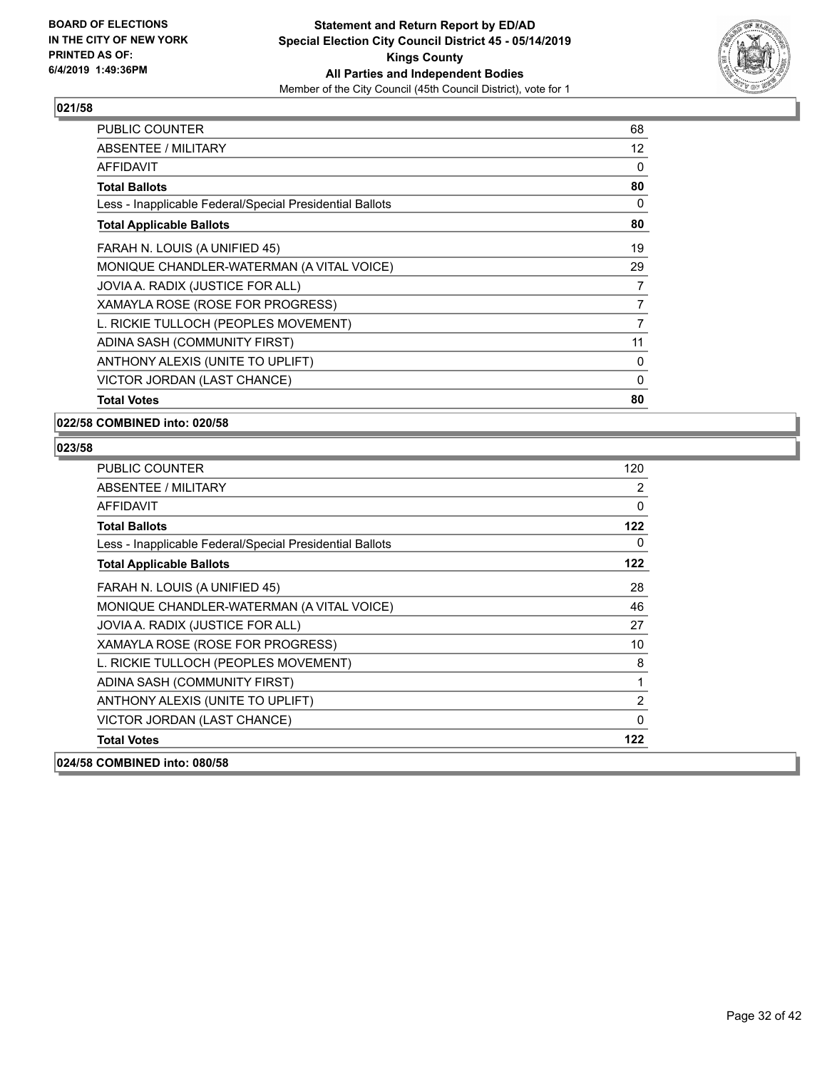**BOARD OF ELECTIONS IN THE CITY OF NEW YORK PRINTED AS OF: 6/4/2019 1:49:36PM**

**Statement and Return Report by ED/AD**
**Special Election City Council District 45 - 05/14/2019**
**Kings County**
**All Parties and Independent Bodies**
Member of the City Council (45th Council District), vote for 1

## 021/58

| | |
|---|---|
| PUBLIC COUNTER | 68 |
| ABSENTEE / MILITARY | 12 |
| AFFIDAVIT | 0 |
| **Total Ballots** | **80** |
| Less - Inapplicable Federal/Special Presidential Ballots | 0 |
| **Total Applicable Ballots** | **80** |
| FARAH N. LOUIS (A UNIFIED 45) | 19 |
| MONIQUE CHANDLER-WATERMAN (A VITAL VOICE) | 29 |
| JOVIA A. RADIX (JUSTICE FOR ALL) | 7 |
| XAMAYLA ROSE (ROSE FOR PROGRESS) | 7 |
| L. RICKIE TULLOCH (PEOPLES MOVEMENT) | 7 |
| ADINA SASH (COMMUNITY FIRST) | 11 |
| ANTHONY ALEXIS (UNITE TO UPLIFT) | 0 |
| VICTOR JORDAN (LAST CHANCE) | 0 |
| **Total Votes** | **80** |

## 022/58 COMBINED into: 020/58

## 023/58

| | |
|---|---|
| PUBLIC COUNTER | 120 |
| ABSENTEE / MILITARY | 2 |
| AFFIDAVIT | 0 |
| **Total Ballots** | **122** |
| Less - Inapplicable Federal/Special Presidential Ballots | 0 |
| **Total Applicable Ballots** | **122** |
| FARAH N. LOUIS (A UNIFIED 45) | 28 |
| MONIQUE CHANDLER-WATERMAN (A VITAL VOICE) | 46 |
| JOVIA A. RADIX (JUSTICE FOR ALL) | 27 |
| XAMAYLA ROSE (ROSE FOR PROGRESS) | 10 |
| L. RICKIE TULLOCH (PEOPLES MOVEMENT) | 8 |
| ADINA SASH (COMMUNITY FIRST) | 1 |
| ANTHONY ALEXIS (UNITE TO UPLIFT) | 2 |
| VICTOR JORDAN (LAST CHANCE) | 0 |
| **Total Votes** | **122** |

## 024/58 COMBINED into: 080/58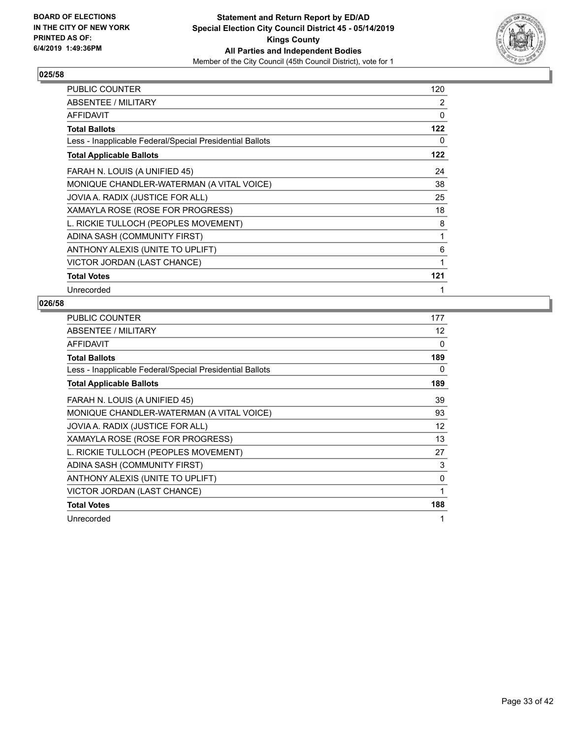BOARD OF ELECTIONS
IN THE CITY OF NEW YORK
PRINTED AS OF:
6/4/2019 1:49:36PM

**Statement and Return Report by ED/AD**
**Special Election City Council District 45 - 05/14/2019**
**Kings County**
**All Parties and Independent Bodies**
Member of the City Council (45th Council District), vote for 1

### 025/58

| | |
|---|---|
| PUBLIC COUNTER | 120 |
| ABSENTEE / MILITARY | 2 |
| AFFIDAVIT | 0 |
| **Total Ballots** | **122** |
| Less - Inapplicable Federal/Special Presidential Ballots | 0 |
| **Total Applicable Ballots** | **122** |
| FARAH N. LOUIS (A UNIFIED 45) | 24 |
| MONIQUE CHANDLER-WATERMAN (A VITAL VOICE) | 38 |
| JOVIA A. RADIX (JUSTICE FOR ALL) | 25 |
| XAMAYLA ROSE (ROSE FOR PROGRESS) | 18 |
| L. RICKIE TULLOCH (PEOPLES MOVEMENT) | 8 |
| ADINA SASH (COMMUNITY FIRST) | 1 |
| ANTHONY ALEXIS (UNITE TO UPLIFT) | 6 |
| VICTOR JORDAN (LAST CHANCE) | 1 |
| **Total Votes** | **121** |
| Unrecorded | 1 |

### 026/58

| | |
|---|---|
| PUBLIC COUNTER | 177 |
| ABSENTEE / MILITARY | 12 |
| AFFIDAVIT | 0 |
| **Total Ballots** | **189** |
| Less - Inapplicable Federal/Special Presidential Ballots | 0 |
| **Total Applicable Ballots** | **189** |
| FARAH N. LOUIS (A UNIFIED 45) | 39 |
| MONIQUE CHANDLER-WATERMAN (A VITAL VOICE) | 93 |
| JOVIA A. RADIX (JUSTICE FOR ALL) | 12 |
| XAMAYLA ROSE (ROSE FOR PROGRESS) | 13 |
| L. RICKIE TULLOCH (PEOPLES MOVEMENT) | 27 |
| ADINA SASH (COMMUNITY FIRST) | 3 |
| ANTHONY ALEXIS (UNITE TO UPLIFT) | 0 |
| VICTOR JORDAN (LAST CHANCE) | 1 |
| **Total Votes** | **188** |
| Unrecorded | 1 |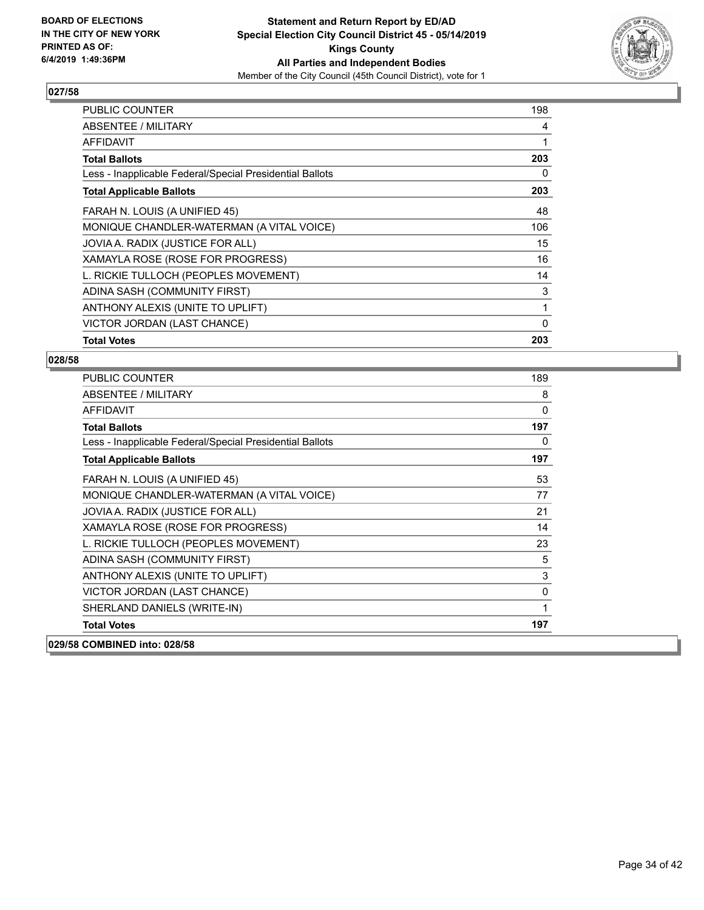**BOARD OF ELECTIONS IN THE CITY OF NEW YORK PRINTED AS OF: 6/4/2019 1:49:36PM**

**Statement and Return Report by ED/AD Special Election City Council District 45 - 05/14/2019 Kings County All Parties and Independent Bodies**

Member of the City Council (45th Council District), vote for 1

### 027/58

| | |
|---|---|
| PUBLIC COUNTER | 198 |
| ABSENTEE / MILITARY | 4 |
| AFFIDAVIT | 1 |
| **Total Ballots** | **203** |
| Less - Inapplicable Federal/Special Presidential Ballots | 0 |
| **Total Applicable Ballots** | **203** |
| FARAH N. LOUIS (A UNIFIED 45) | 48 |
| MONIQUE CHANDLER-WATERMAN (A VITAL VOICE) | 106 |
| JOVIA A. RADIX (JUSTICE FOR ALL) | 15 |
| XAMAYLA ROSE (ROSE FOR PROGRESS) | 16 |
| L. RICKIE TULLOCH (PEOPLES MOVEMENT) | 14 |
| ADINA SASH (COMMUNITY FIRST) | 3 |
| ANTHONY ALEXIS (UNITE TO UPLIFT) | 1 |
| VICTOR JORDAN (LAST CHANCE) | 0 |
| **Total Votes** | **203** |

### 028/58

| | |
|---|---|
| PUBLIC COUNTER | 189 |
| ABSENTEE / MILITARY | 8 |
| AFFIDAVIT | 0 |
| **Total Ballots** | **197** |
| Less - Inapplicable Federal/Special Presidential Ballots | 0 |
| **Total Applicable Ballots** | **197** |
| FARAH N. LOUIS (A UNIFIED 45) | 53 |
| MONIQUE CHANDLER-WATERMAN (A VITAL VOICE) | 77 |
| JOVIA A. RADIX (JUSTICE FOR ALL) | 21 |
| XAMAYLA ROSE (ROSE FOR PROGRESS) | 14 |
| L. RICKIE TULLOCH (PEOPLES MOVEMENT) | 23 |
| ADINA SASH (COMMUNITY FIRST) | 5 |
| ANTHONY ALEXIS (UNITE TO UPLIFT) | 3 |
| VICTOR JORDAN (LAST CHANCE) | 0 |
| SHERLAND DANIELS (WRITE-IN) | 1 |
| **Total Votes** | **197** |

### 029/58 COMBINED into: 028/58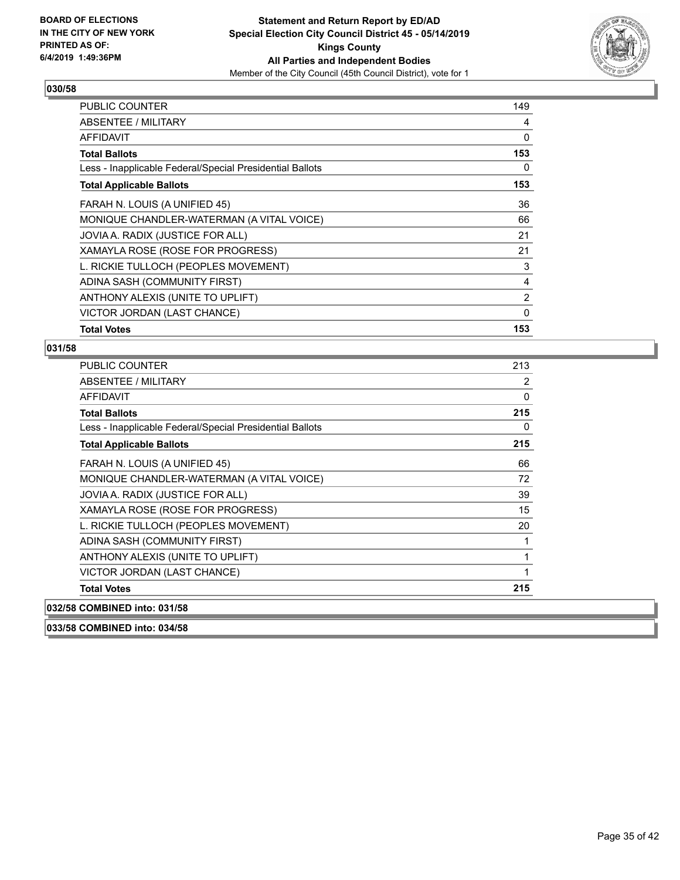**BOARD OF ELECTIONS IN THE CITY OF NEW YORK PRINTED AS OF: 6/4/2019 1:49:36PM**

**Statement and Return Report by ED/AD**
**Special Election City Council District 45 - 05/14/2019**
**Kings County**
**All Parties and Independent Bodies**
Member of the City Council (45th Council District), vote for 1

### 030/58

| | |
|---|---|
| PUBLIC COUNTER | 149 |
| ABSENTEE / MILITARY | 4 |
| AFFIDAVIT | 0 |
| **Total Ballots** | **153** |
| Less - Inapplicable Federal/Special Presidential Ballots | 0 |
| **Total Applicable Ballots** | **153** |
| FARAH N. LOUIS (A UNIFIED 45) | 36 |
| MONIQUE CHANDLER-WATERMAN (A VITAL VOICE) | 66 |
| JOVIA A. RADIX (JUSTICE FOR ALL) | 21 |
| XAMAYLA ROSE (ROSE FOR PROGRESS) | 21 |
| L. RICKIE TULLOCH (PEOPLES MOVEMENT) | 3 |
| ADINA SASH (COMMUNITY FIRST) | 4 |
| ANTHONY ALEXIS (UNITE TO UPLIFT) | 2 |
| VICTOR JORDAN (LAST CHANCE) | 0 |
| **Total Votes** | **153** |

### 031/58

| | |
|---|---|
| PUBLIC COUNTER | 213 |
| ABSENTEE / MILITARY | 2 |
| AFFIDAVIT | 0 |
| **Total Ballots** | **215** |
| Less - Inapplicable Federal/Special Presidential Ballots | 0 |
| **Total Applicable Ballots** | **215** |
| FARAH N. LOUIS (A UNIFIED 45) | 66 |
| MONIQUE CHANDLER-WATERMAN (A VITAL VOICE) | 72 |
| JOVIA A. RADIX (JUSTICE FOR ALL) | 39 |
| XAMAYLA ROSE (ROSE FOR PROGRESS) | 15 |
| L. RICKIE TULLOCH (PEOPLES MOVEMENT) | 20 |
| ADINA SASH (COMMUNITY FIRST) | 1 |
| ANTHONY ALEXIS (UNITE TO UPLIFT) | 1 |
| VICTOR JORDAN (LAST CHANCE) | 1 |
| **Total Votes** | **215** |

**032/58 COMBINED into: 031/58**

**033/58 COMBINED into: 034/58**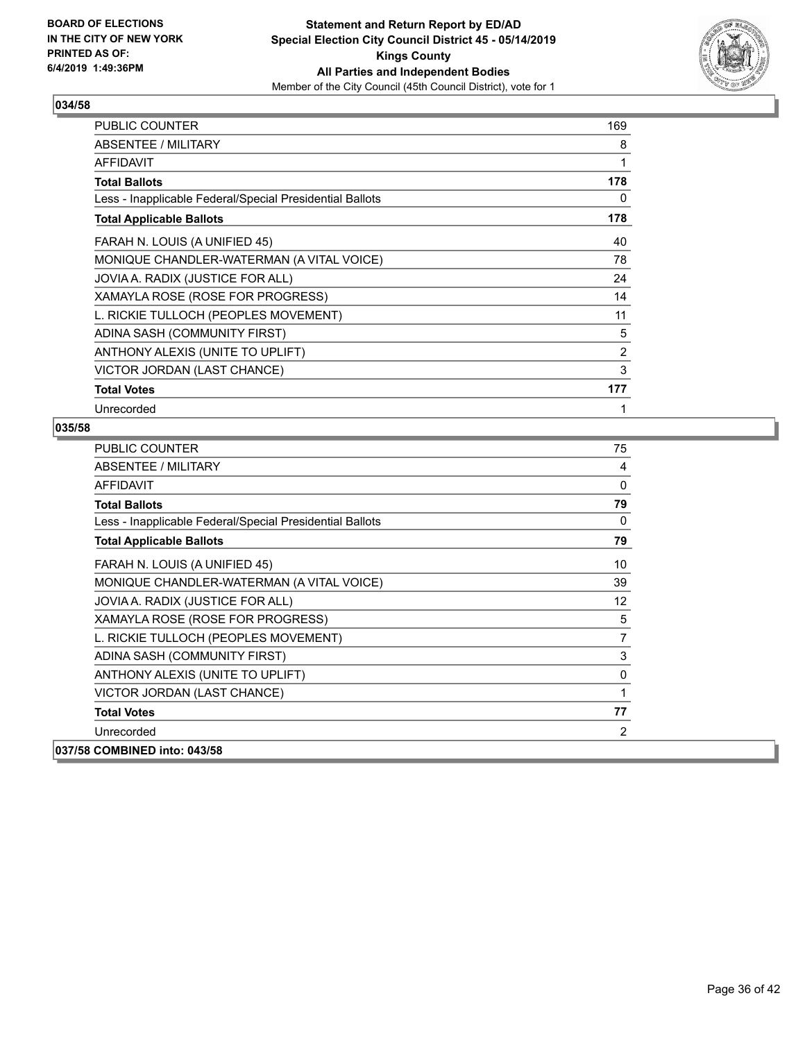**BOARD OF ELECTIONS IN THE CITY OF NEW YORK PRINTED AS OF: 6/4/2019 1:49:36PM**

**Statement and Return Report by ED/AD Special Election City Council District 45 - 05/14/2019 Kings County All Parties and Independent Bodies**

Member of the City Council (45th Council District), vote for 1

### 034/58

| | |
|---|---|
| PUBLIC COUNTER | 169 |
| ABSENTEE / MILITARY | 8 |
| AFFIDAVIT | 1 |
| **Total Ballots** | **178** |
| Less - Inapplicable Federal/Special Presidential Ballots | 0 |
| **Total Applicable Ballots** | **178** |
| FARAH N. LOUIS (A UNIFIED 45) | 40 |
| MONIQUE CHANDLER-WATERMAN (A VITAL VOICE) | 78 |
| JOVIA A. RADIX (JUSTICE FOR ALL) | 24 |
| XAMAYLA ROSE (ROSE FOR PROGRESS) | 14 |
| L. RICKIE TULLOCH (PEOPLES MOVEMENT) | 11 |
| ADINA SASH (COMMUNITY FIRST) | 5 |
| ANTHONY ALEXIS (UNITE TO UPLIFT) | 2 |
| VICTOR JORDAN (LAST CHANCE) | 3 |
| **Total Votes** | **177** |
| Unrecorded | 1 |

### 035/58

| | |
|---|---|
| PUBLIC COUNTER | 75 |
| ABSENTEE / MILITARY | 4 |
| AFFIDAVIT | 0 |
| **Total Ballots** | **79** |
| Less - Inapplicable Federal/Special Presidential Ballots | 0 |
| **Total Applicable Ballots** | **79** |
| FARAH N. LOUIS (A UNIFIED 45) | 10 |
| MONIQUE CHANDLER-WATERMAN (A VITAL VOICE) | 39 |
| JOVIA A. RADIX (JUSTICE FOR ALL) | 12 |
| XAMAYLA ROSE (ROSE FOR PROGRESS) | 5 |
| L. RICKIE TULLOCH (PEOPLES MOVEMENT) | 7 |
| ADINA SASH (COMMUNITY FIRST) | 3 |
| ANTHONY ALEXIS (UNITE TO UPLIFT) | 0 |
| VICTOR JORDAN (LAST CHANCE) | 1 |
| **Total Votes** | **77** |
| Unrecorded | 2 |

### 037/58 COMBINED into: 043/58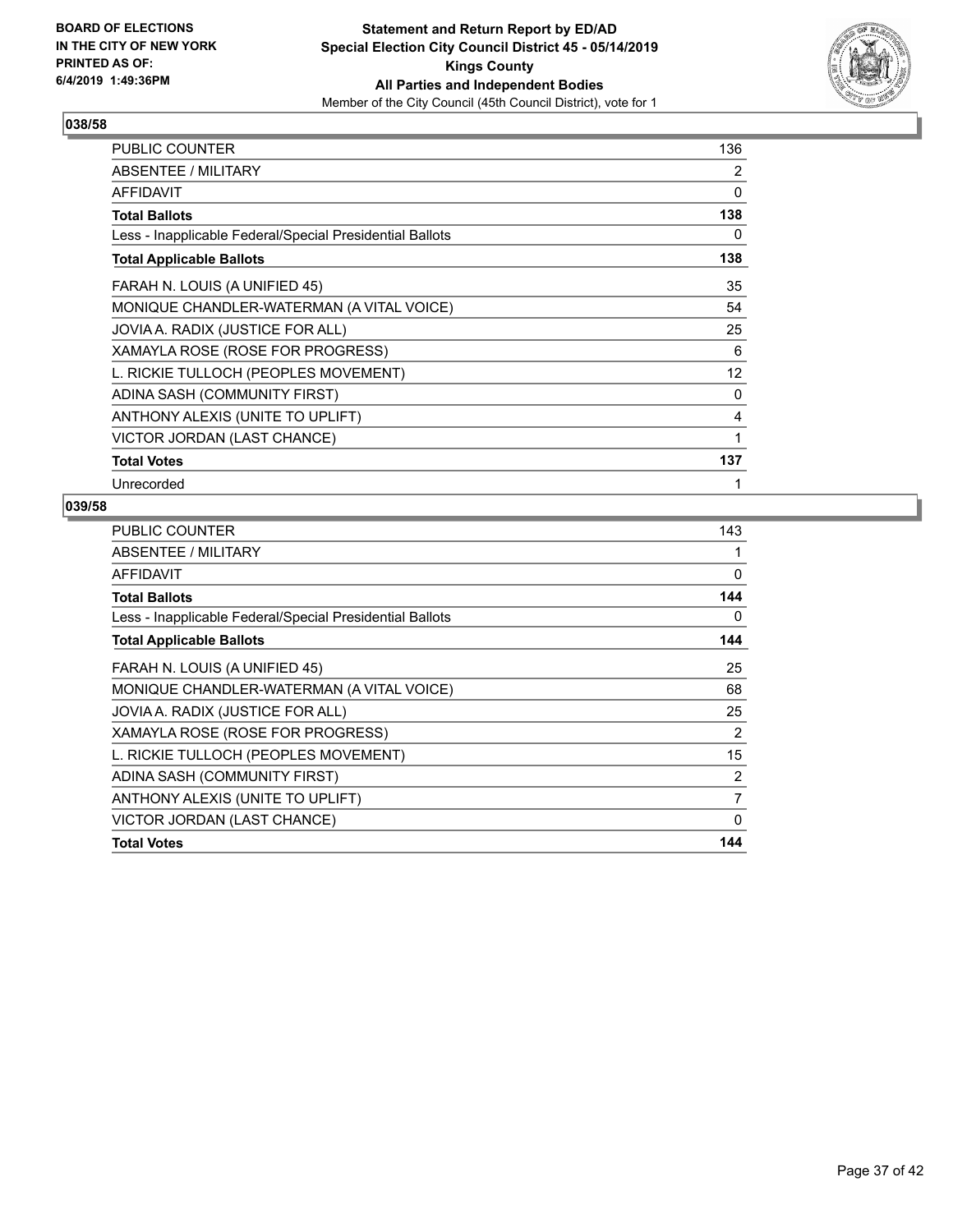**BOARD OF ELECTIONS IN THE CITY OF NEW YORK PRINTED AS OF: 6/4/2019 1:49:36PM**

**Statement and Return Report by ED/AD**
**Special Election City Council District 45 - 05/14/2019**
**Kings County**
**All Parties and Independent Bodies**
Member of the City Council (45th Council District), vote for 1

## 038/58

| | |
|---|---|
| PUBLIC COUNTER | 136 |
| ABSENTEE / MILITARY | 2 |
| AFFIDAVIT | 0 |
| **Total Ballots** | **138** |
| Less - Inapplicable Federal/Special Presidential Ballots | 0 |
| **Total Applicable Ballots** | **138** |
| FARAH N. LOUIS (A UNIFIED 45) | 35 |
| MONIQUE CHANDLER-WATERMAN (A VITAL VOICE) | 54 |
| JOVIA A. RADIX (JUSTICE FOR ALL) | 25 |
| XAMAYLA ROSE (ROSE FOR PROGRESS) | 6 |
| L. RICKIE TULLOCH (PEOPLES MOVEMENT) | 12 |
| ADINA SASH (COMMUNITY FIRST) | 0 |
| ANTHONY ALEXIS (UNITE TO UPLIFT) | 4 |
| VICTOR JORDAN (LAST CHANCE) | 1 |
| **Total Votes** | **137** |
| Unrecorded | 1 |

## 039/58

| | |
|---|---|
| PUBLIC COUNTER | 143 |
| ABSENTEE / MILITARY | 1 |
| AFFIDAVIT | 0 |
| **Total Ballots** | **144** |
| Less - Inapplicable Federal/Special Presidential Ballots | 0 |
| **Total Applicable Ballots** | **144** |
| FARAH N. LOUIS (A UNIFIED 45) | 25 |
| MONIQUE CHANDLER-WATERMAN (A VITAL VOICE) | 68 |
| JOVIA A. RADIX (JUSTICE FOR ALL) | 25 |
| XAMAYLA ROSE (ROSE FOR PROGRESS) | 2 |
| L. RICKIE TULLOCH (PEOPLES MOVEMENT) | 15 |
| ADINA SASH (COMMUNITY FIRST) | 2 |
| ANTHONY ALEXIS (UNITE TO UPLIFT) | 7 |
| VICTOR JORDAN (LAST CHANCE) | 0 |
| **Total Votes** | **144** |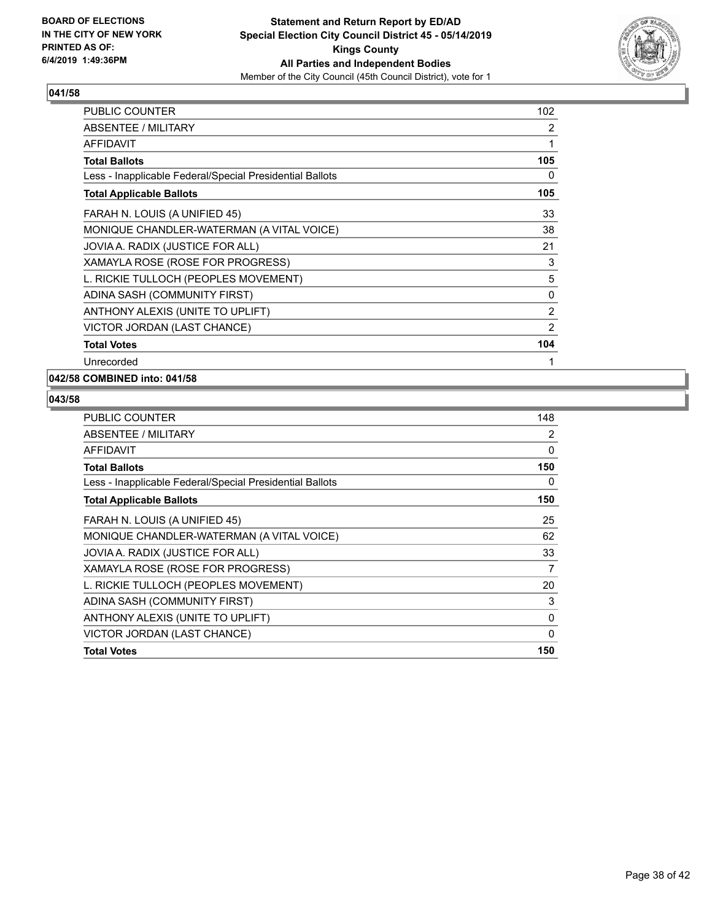**BOARD OF ELECTIONS IN THE CITY OF NEW YORK PRINTED AS OF: 6/4/2019 1:49:36PM**

**Statement and Return Report by ED/AD**
**Special Election City Council District 45 - 05/14/2019**
**Kings County**
**All Parties and Independent Bodies**
Member of the City Council (45th Council District), vote for 1

### 041/58

| | |
|---|---|
| PUBLIC COUNTER | 102 |
| ABSENTEE / MILITARY | 2 |
| AFFIDAVIT | 1 |
| **Total Ballots** | **105** |
| Less - Inapplicable Federal/Special Presidential Ballots | 0 |
| **Total Applicable Ballots** | **105** |
| FARAH N. LOUIS (A UNIFIED 45) | 33 |
| MONIQUE CHANDLER-WATERMAN (A VITAL VOICE) | 38 |
| JOVIA A. RADIX (JUSTICE FOR ALL) | 21 |
| XAMAYLA ROSE (ROSE FOR PROGRESS) | 3 |
| L. RICKIE TULLOCH (PEOPLES MOVEMENT) | 5 |
| ADINA SASH (COMMUNITY FIRST) | 0 |
| ANTHONY ALEXIS (UNITE TO UPLIFT) | 2 |
| VICTOR JORDAN (LAST CHANCE) | 2 |
| **Total Votes** | **104** |
| Unrecorded | 1 |

### 042/58 COMBINED into: 041/58

### 043/58

| | |
|---|---|
| PUBLIC COUNTER | 148 |
| ABSENTEE / MILITARY | 2 |
| AFFIDAVIT | 0 |
| **Total Ballots** | **150** |
| Less - Inapplicable Federal/Special Presidential Ballots | 0 |
| **Total Applicable Ballots** | **150** |
| FARAH N. LOUIS (A UNIFIED 45) | 25 |
| MONIQUE CHANDLER-WATERMAN (A VITAL VOICE) | 62 |
| JOVIA A. RADIX (JUSTICE FOR ALL) | 33 |
| XAMAYLA ROSE (ROSE FOR PROGRESS) | 7 |
| L. RICKIE TULLOCH (PEOPLES MOVEMENT) | 20 |
| ADINA SASH (COMMUNITY FIRST) | 3 |
| ANTHONY ALEXIS (UNITE TO UPLIFT) | 0 |
| VICTOR JORDAN (LAST CHANCE) | 0 |
| **Total Votes** | **150** |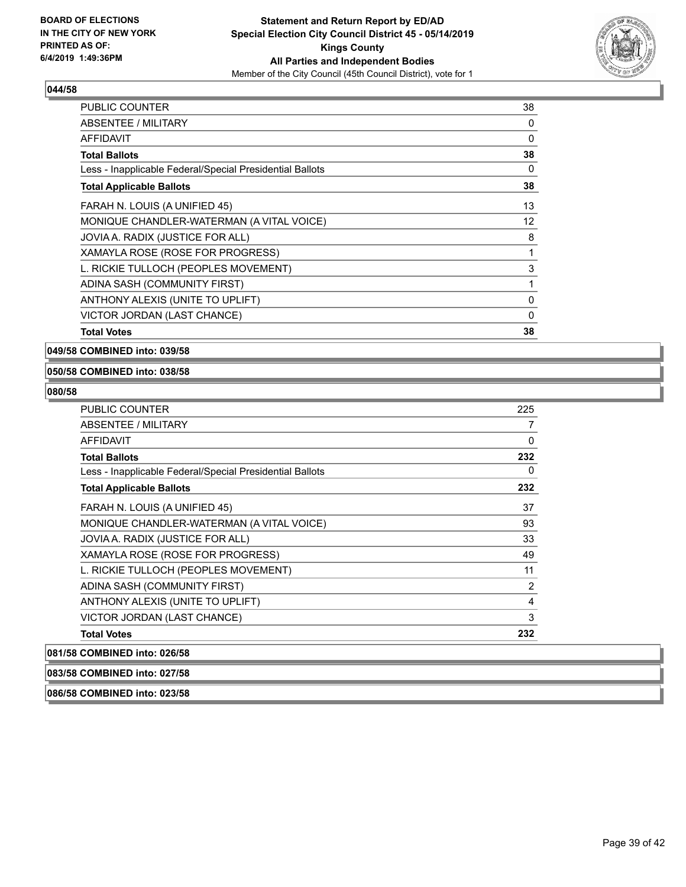**BOARD OF ELECTIONS IN THE CITY OF NEW YORK PRINTED AS OF: 6/4/2019 1:49:36PM**

**Statement and Return Report by ED/AD Special Election City Council District 45 - 05/14/2019 Kings County All Parties and Independent Bodies**
Member of the City Council (45th Council District), vote for 1

### 044/58

| | |
|---|---|
| PUBLIC COUNTER | 38 |
| ABSENTEE / MILITARY | 0 |
| AFFIDAVIT | 0 |
| **Total Ballots** | **38** |
| Less - Inapplicable Federal/Special Presidential Ballots | 0 |
| **Total Applicable Ballots** | **38** |
| FARAH N. LOUIS (A UNIFIED 45) | 13 |
| MONIQUE CHANDLER-WATERMAN (A VITAL VOICE) | 12 |
| JOVIA A. RADIX (JUSTICE FOR ALL) | 8 |
| XAMAYLA ROSE (ROSE FOR PROGRESS) | 1 |
| L. RICKIE TULLOCH (PEOPLES MOVEMENT) | 3 |
| ADINA SASH (COMMUNITY FIRST) | 1 |
| ANTHONY ALEXIS (UNITE TO UPLIFT) | 0 |
| VICTOR JORDAN (LAST CHANCE) | 0 |
| **Total Votes** | **38** |

**049/58 COMBINED into: 039/58**

**050/58 COMBINED into: 038/58**

### 080/58

| | |
|---|---|
| PUBLIC COUNTER | 225 |
| ABSENTEE / MILITARY | 7 |
| AFFIDAVIT | 0 |
| **Total Ballots** | **232** |
| Less - Inapplicable Federal/Special Presidential Ballots | 0 |
| **Total Applicable Ballots** | **232** |
| FARAH N. LOUIS (A UNIFIED 45) | 37 |
| MONIQUE CHANDLER-WATERMAN (A VITAL VOICE) | 93 |
| JOVIA A. RADIX (JUSTICE FOR ALL) | 33 |
| XAMAYLA ROSE (ROSE FOR PROGRESS) | 49 |
| L. RICKIE TULLOCH (PEOPLES MOVEMENT) | 11 |
| ADINA SASH (COMMUNITY FIRST) | 2 |
| ANTHONY ALEXIS (UNITE TO UPLIFT) | 4 |
| VICTOR JORDAN (LAST CHANCE) | 3 |
| **Total Votes** | **232** |

**081/58 COMBINED into: 026/58**

**083/58 COMBINED into: 027/58**

**086/58 COMBINED into: 023/58**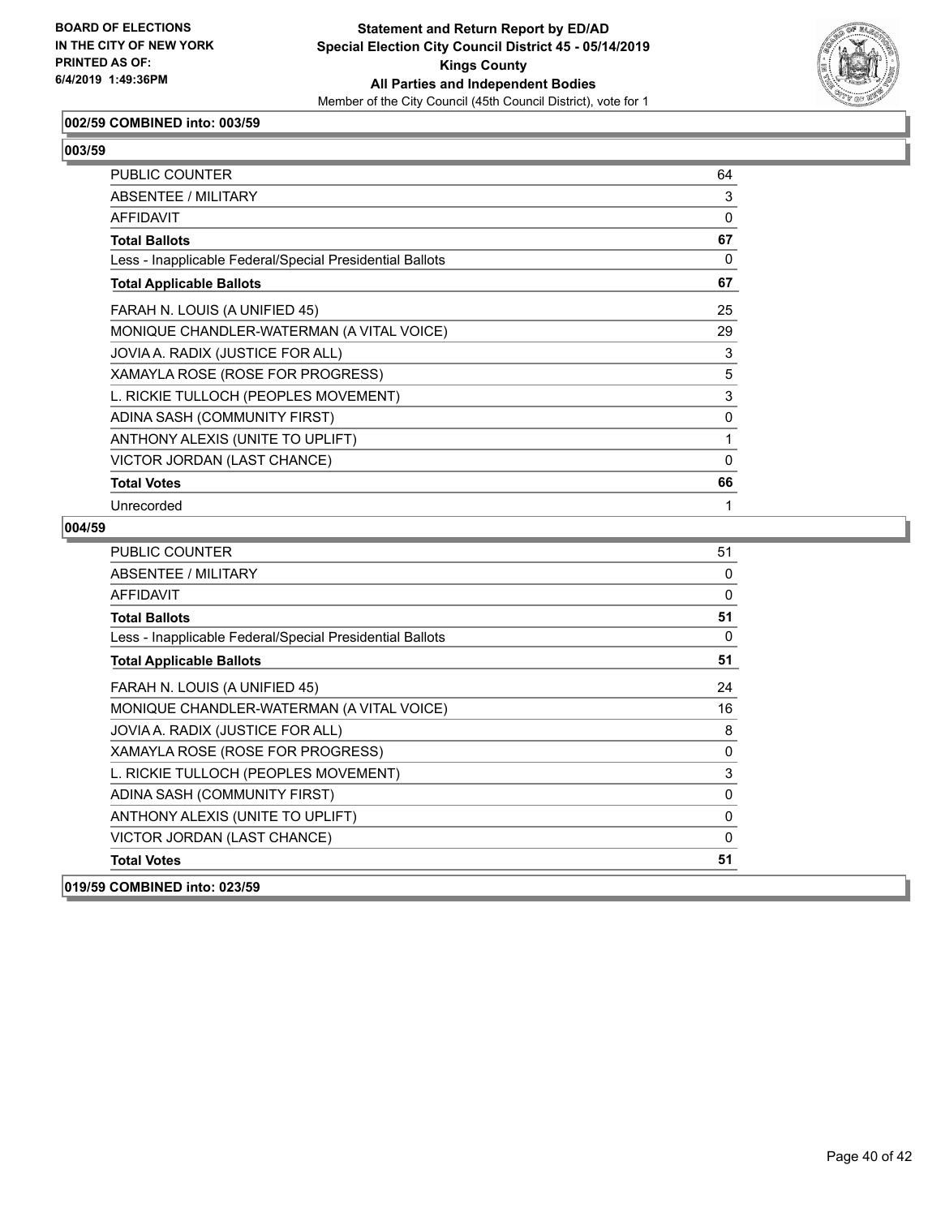### 002/59 COMBINED into: 003/59

### 003/59

| | |
|---|---|
| PUBLIC COUNTER | 64 |
| ABSENTEE / MILITARY | 3 |
| AFFIDAVIT | 0 |
| **Total Ballots** | **67** |
| Less - Inapplicable Federal/Special Presidential Ballots | 0 |
| **Total Applicable Ballots** | **67** |
| FARAH N. LOUIS (A UNIFIED 45) | 25 |
| MONIQUE CHANDLER-WATERMAN (A VITAL VOICE) | 29 |
| JOVIA A. RADIX (JUSTICE FOR ALL) | 3 |
| XAMAYLA ROSE (ROSE FOR PROGRESS) | 5 |
| L. RICKIE TULLOCH (PEOPLES MOVEMENT) | 3 |
| ADINA SASH (COMMUNITY FIRST) | 0 |
| ANTHONY ALEXIS (UNITE TO UPLIFT) | 1 |
| VICTOR JORDAN (LAST CHANCE) | 0 |
| **Total Votes** | **66** |
| Unrecorded | 1 |

### 004/59

| | |
|---|---|
| PUBLIC COUNTER | 51 |
| ABSENTEE / MILITARY | 0 |
| AFFIDAVIT | 0 |
| **Total Ballots** | **51** |
| Less - Inapplicable Federal/Special Presidential Ballots | 0 |
| **Total Applicable Ballots** | **51** |
| FARAH N. LOUIS (A UNIFIED 45) | 24 |
| MONIQUE CHANDLER-WATERMAN (A VITAL VOICE) | 16 |
| JOVIA A. RADIX (JUSTICE FOR ALL) | 8 |
| XAMAYLA ROSE (ROSE FOR PROGRESS) | 0 |
| L. RICKIE TULLOCH (PEOPLES MOVEMENT) | 3 |
| ADINA SASH (COMMUNITY FIRST) | 0 |
| ANTHONY ALEXIS (UNITE TO UPLIFT) | 0 |
| VICTOR JORDAN (LAST CHANCE) | 0 |
| **Total Votes** | **51** |

### 019/59 COMBINED into: 023/59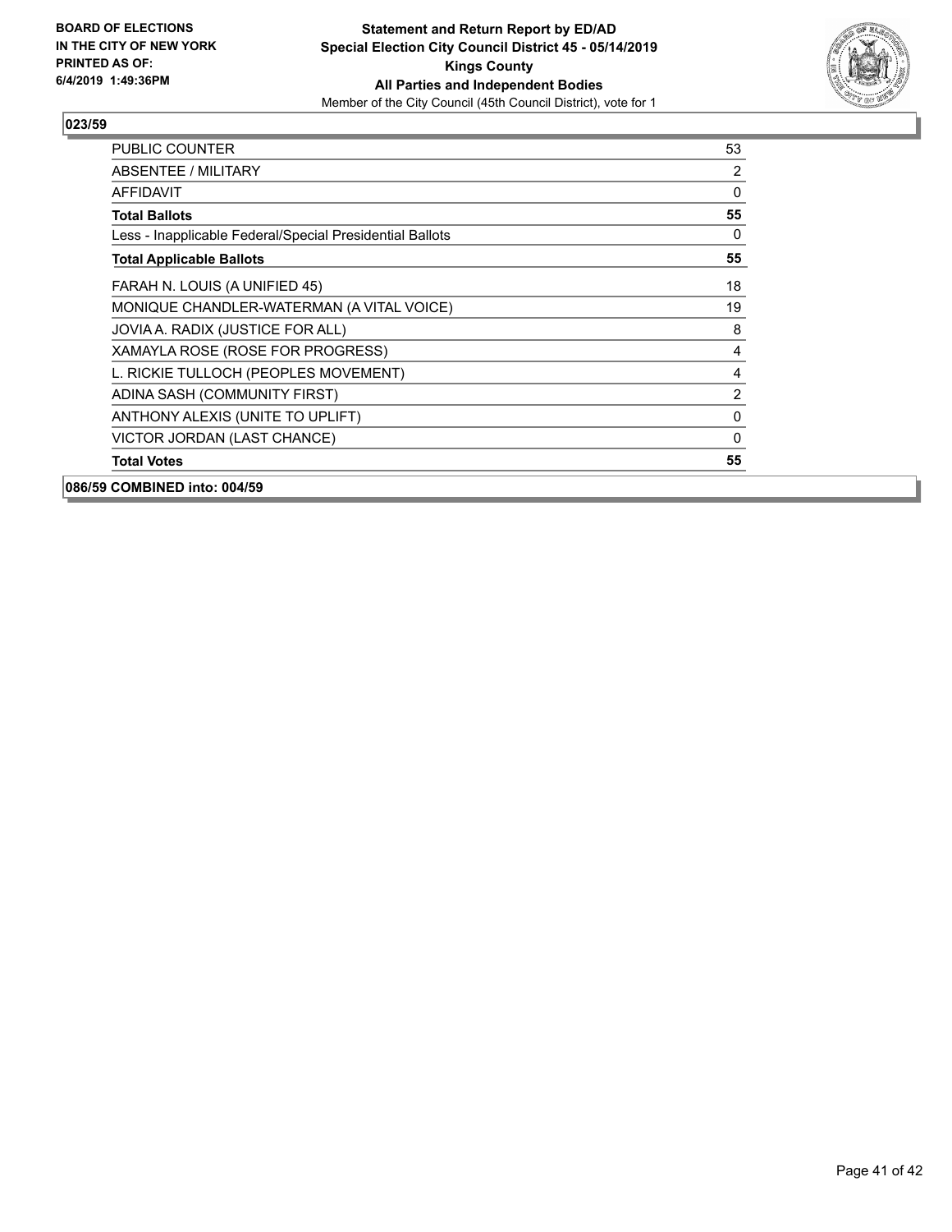**BOARD OF ELECTIONS IN THE CITY OF NEW YORK PRINTED AS OF: 6/4/2019 1:49:36PM**

**Statement and Return Report by ED/AD**
**Special Election City Council District 45 - 05/14/2019**
**Kings County**
**All Parties and Independent Bodies**
Member of the City Council (45th Council District), vote for 1

### 023/59

| | |
|---|---|
| PUBLIC COUNTER | 53 |
| ABSENTEE / MILITARY | 2 |
| AFFIDAVIT | 0 |
| **Total Ballots** | **55** |
| Less - Inapplicable Federal/Special Presidential Ballots | 0 |
| **Total Applicable Ballots** | **55** |
| FARAH N. LOUIS (A UNIFIED 45) | 18 |
| MONIQUE CHANDLER-WATERMAN (A VITAL VOICE) | 19 |
| JOVIA A. RADIX (JUSTICE FOR ALL) | 8 |
| XAMAYLA ROSE (ROSE FOR PROGRESS) | 4 |
| L. RICKIE TULLOCH (PEOPLES MOVEMENT) | 4 |
| ADINA SASH (COMMUNITY FIRST) | 2 |
| ANTHONY ALEXIS (UNITE TO UPLIFT) | 0 |
| VICTOR JORDAN (LAST CHANCE) | 0 |
| **Total Votes** | **55** |

### 086/59 COMBINED into: 004/59